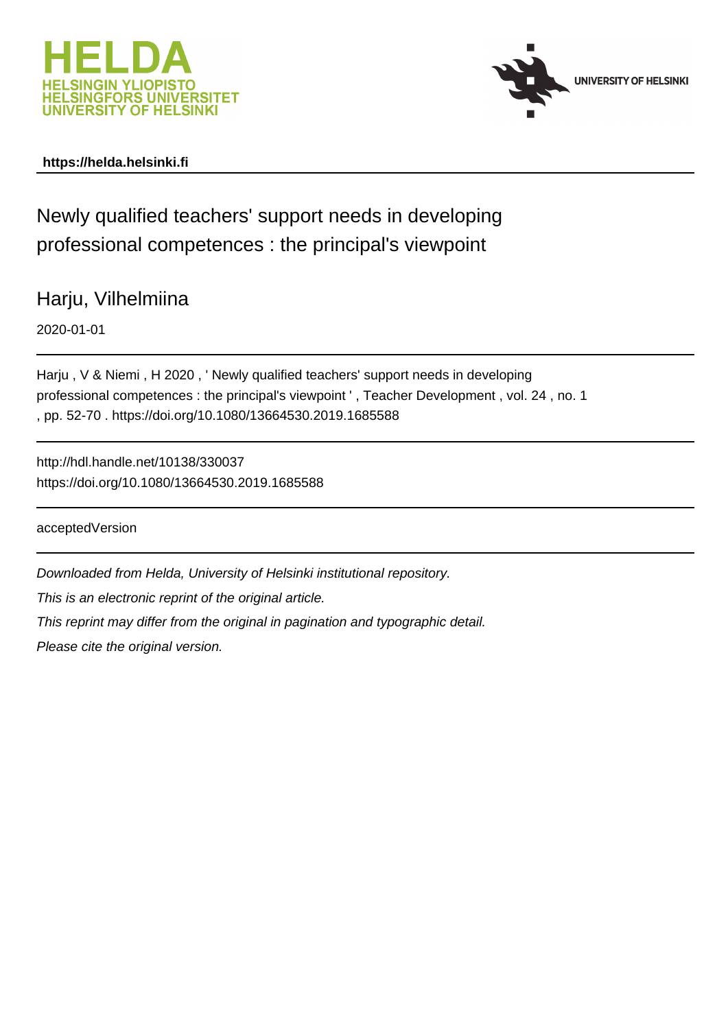HELDA
HELSINGIN YLIOPISTO
HELSINGFORS UNIVERSITET
UNIVERSITY OF HELSINKI

UNIVERSITY OF HELSINKI

**https://helda.helsinki.fi**

# Newly qualified teachers' support needs in developing professional competences : the principal's viewpoint

Harju, Vilhelmiina

2020-01-01

Harju , V & Niemi , H 2020 , ' Newly qualified teachers' support needs in developing professional competences : the principal's viewpoint ' , Teacher Development , vol. 24 , no. 1 , pp. 52-70 . https://doi.org/10.1080/13664530.2019.1685588

http://hdl.handle.net/10138/330037
https://doi.org/10.1080/13664530.2019.1685588

acceptedVersion

*Downloaded from Helda, University of Helsinki institutional repository.*

*This is an electronic reprint of the original article.*

*This reprint may differ from the original in pagination and typographic detail.*

*Please cite the original version.*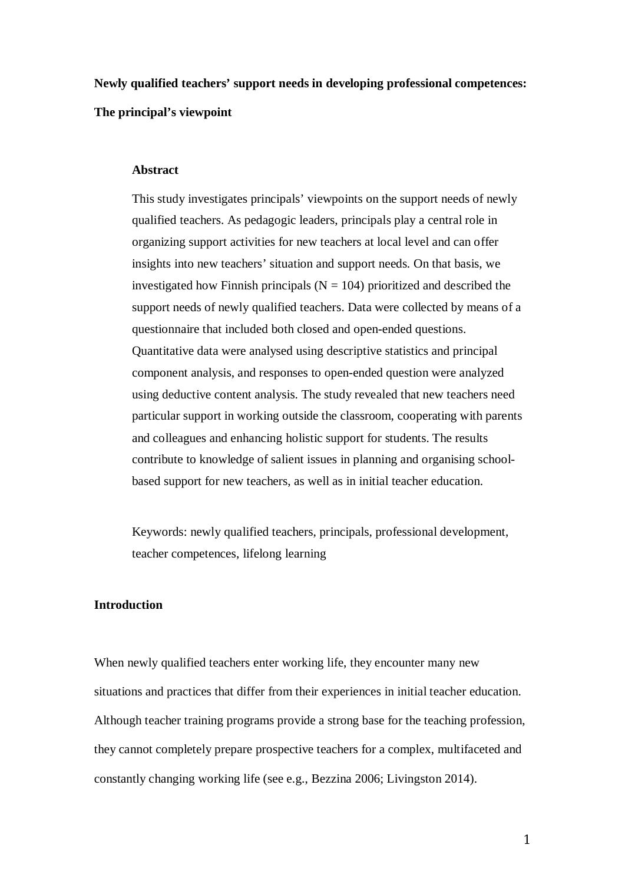**Newly qualified teachers' support needs in developing professional competences: The principal's viewpoint**

### Abstract

This study investigates principals' viewpoints on the support needs of newly qualified teachers. As pedagogic leaders, principals play a central role in organizing support activities for new teachers at local level and can offer insights into new teachers' situation and support needs. On that basis, we investigated how Finnish principals (N = 104) prioritized and described the support needs of newly qualified teachers. Data were collected by means of a questionnaire that included both closed and open-ended questions. Quantitative data were analysed using descriptive statistics and principal component analysis, and responses to open-ended question were analyzed using deductive content analysis. The study revealed that new teachers need particular support in working outside the classroom, cooperating with parents and colleagues and enhancing holistic support for students. The results contribute to knowledge of salient issues in planning and organising school-based support for new teachers, as well as in initial teacher education.

Keywords: newly qualified teachers, principals, professional development, teacher competences, lifelong learning

## Introduction

When newly qualified teachers enter working life, they encounter many new situations and practices that differ from their experiences in initial teacher education. Although teacher training programs provide a strong base for the teaching profession, they cannot completely prepare prospective teachers for a complex, multifaceted and constantly changing working life (see e.g., Bezzina 2006; Livingston 2014).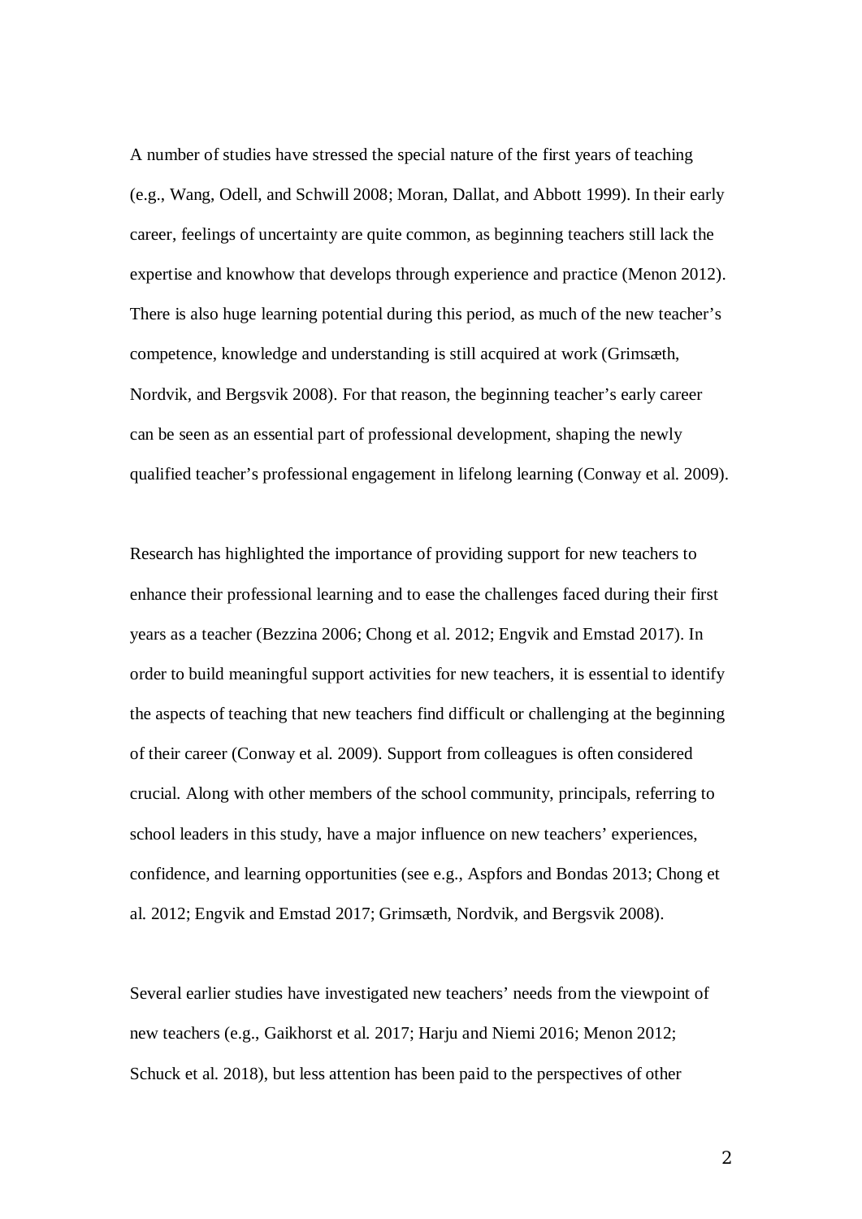A number of studies have stressed the special nature of the first years of teaching (e.g., Wang, Odell, and Schwill 2008; Moran, Dallat, and Abbott 1999). In their early career, feelings of uncertainty are quite common, as beginning teachers still lack the expertise and knowhow that develops through experience and practice (Menon 2012). There is also huge learning potential during this period, as much of the new teacher's competence, knowledge and understanding is still acquired at work (Grimsæth, Nordvik, and Bergsvik 2008). For that reason, the beginning teacher's early career can be seen as an essential part of professional development, shaping the newly qualified teacher's professional engagement in lifelong learning (Conway et al. 2009).

Research has highlighted the importance of providing support for new teachers to enhance their professional learning and to ease the challenges faced during their first years as a teacher (Bezzina 2006; Chong et al. 2012; Engvik and Emstad 2017). In order to build meaningful support activities for new teachers, it is essential to identify the aspects of teaching that new teachers find difficult or challenging at the beginning of their career (Conway et al. 2009). Support from colleagues is often considered crucial. Along with other members of the school community, principals, referring to school leaders in this study, have a major influence on new teachers' experiences, confidence, and learning opportunities (see e.g., Aspfors and Bondas 2013; Chong et al. 2012; Engvik and Emstad 2017; Grimsæth, Nordvik, and Bergsvik 2008).

Several earlier studies have investigated new teachers' needs from the viewpoint of new teachers (e.g., Gaikhorst et al. 2017; Harju and Niemi 2016; Menon 2012; Schuck et al. 2018), but less attention has been paid to the perspectives of other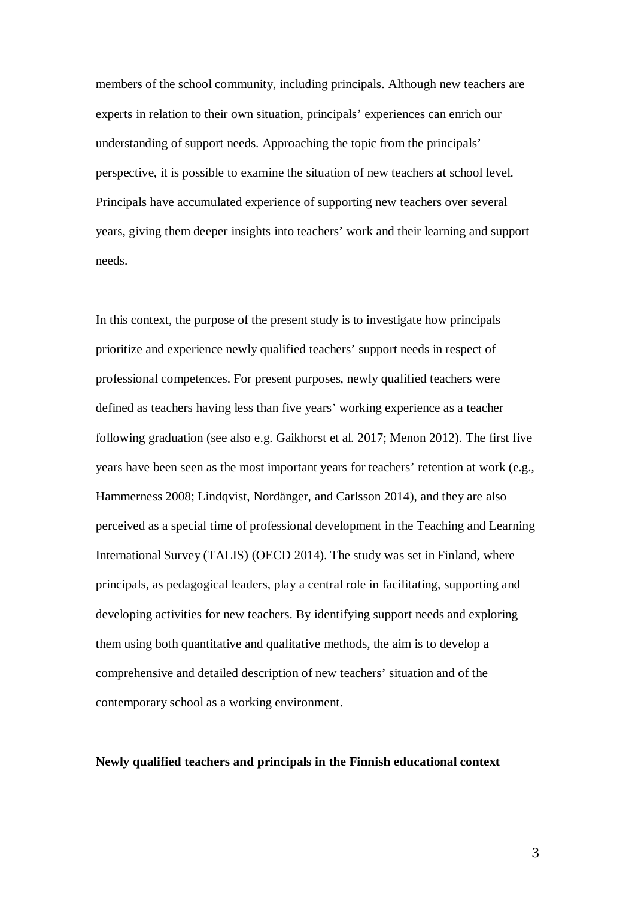members of the school community, including principals. Although new teachers are experts in relation to their own situation, principals' experiences can enrich our understanding of support needs. Approaching the topic from the principals' perspective, it is possible to examine the situation of new teachers at school level. Principals have accumulated experience of supporting new teachers over several years, giving them deeper insights into teachers' work and their learning and support needs.

In this context, the purpose of the present study is to investigate how principals prioritize and experience newly qualified teachers' support needs in respect of professional competences. For present purposes, newly qualified teachers were defined as teachers having less than five years' working experience as a teacher following graduation (see also e.g. Gaikhorst et al. 2017; Menon 2012). The first five years have been seen as the most important years for teachers' retention at work (e.g., Hammerness 2008; Lindqvist, Nordänger, and Carlsson 2014), and they are also perceived as a special time of professional development in the Teaching and Learning International Survey (TALIS) (OECD 2014). The study was set in Finland, where principals, as pedagogical leaders, play a central role in facilitating, supporting and developing activities for new teachers. By identifying support needs and exploring them using both quantitative and qualitative methods, the aim is to develop a comprehensive and detailed description of new teachers' situation and of the contemporary school as a working environment.

**Newly qualified teachers and principals in the Finnish educational context**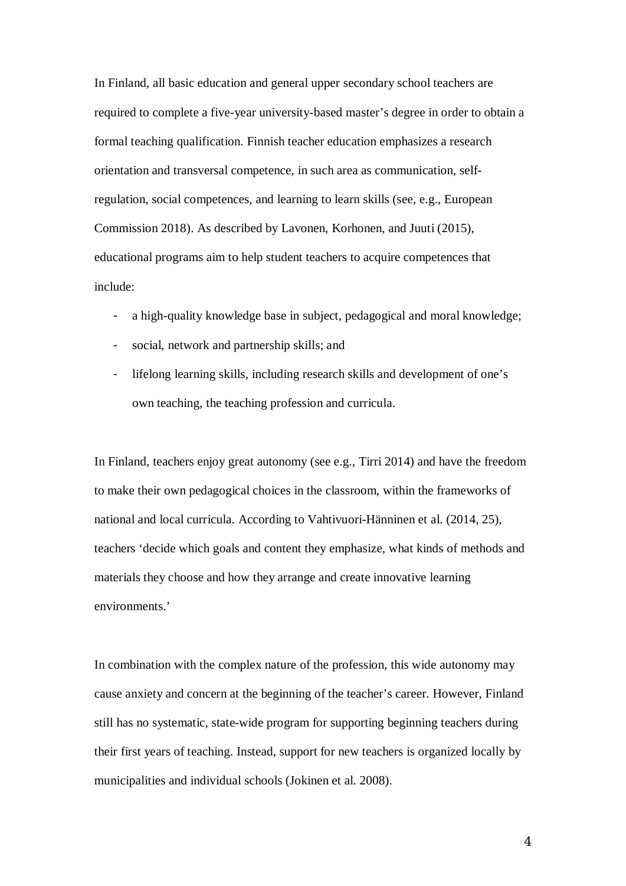In Finland, all basic education and general upper secondary school teachers are required to complete a five-year university-based master's degree in order to obtain a formal teaching qualification. Finnish teacher education emphasizes a research orientation and transversal competence, in such area as communication, self-regulation, social competences, and learning to learn skills (see, e.g., European Commission 2018). As described by Lavonen, Korhonen, and Juuti (2015), educational programs aim to help student teachers to acquire competences that include:

- a high-quality knowledge base in subject, pedagogical and moral knowledge;
- social, network and partnership skills; and
- lifelong learning skills, including research skills and development of one's own teaching, the teaching profession and curricula.

In Finland, teachers enjoy great autonomy (see e.g., Tirri 2014) and have the freedom to make their own pedagogical choices in the classroom, within the frameworks of national and local curricula. According to Vahtivuori-Hänninen et al. (2014, 25), teachers 'decide which goals and content they emphasize, what kinds of methods and materials they choose and how they arrange and create innovative learning environments.'

In combination with the complex nature of the profession, this wide autonomy may cause anxiety and concern at the beginning of the teacher's career. However, Finland still has no systematic, state-wide program for supporting beginning teachers during their first years of teaching. Instead, support for new teachers is organized locally by municipalities and individual schools (Jokinen et al. 2008).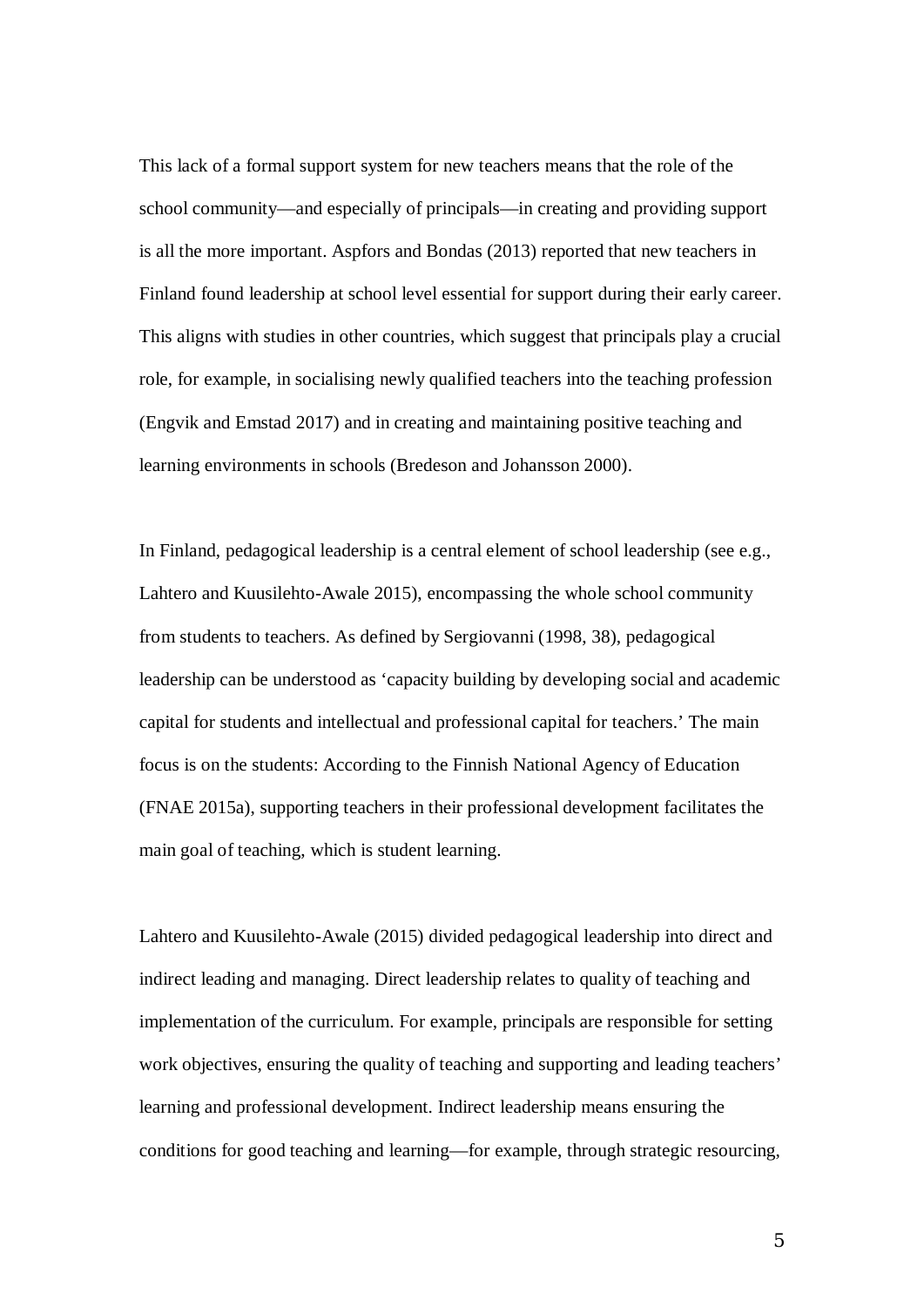This lack of a formal support system for new teachers means that the role of the school community—and especially of principals—in creating and providing support is all the more important. Aspfors and Bondas (2013) reported that new teachers in Finland found leadership at school level essential for support during their early career. This aligns with studies in other countries, which suggest that principals play a crucial role, for example, in socialising newly qualified teachers into the teaching profession (Engvik and Emstad 2017) and in creating and maintaining positive teaching and learning environments in schools (Bredeson and Johansson 2000).

In Finland, pedagogical leadership is a central element of school leadership (see e.g., Lahtero and Kuusilehto-Awale 2015), encompassing the whole school community from students to teachers. As defined by Sergiovanni (1998, 38), pedagogical leadership can be understood as 'capacity building by developing social and academic capital for students and intellectual and professional capital for teachers.' The main focus is on the students: According to the Finnish National Agency of Education (FNAE 2015a), supporting teachers in their professional development facilitates the main goal of teaching, which is student learning.

Lahtero and Kuusilehto-Awale (2015) divided pedagogical leadership into direct and indirect leading and managing. Direct leadership relates to quality of teaching and implementation of the curriculum. For example, principals are responsible for setting work objectives, ensuring the quality of teaching and supporting and leading teachers' learning and professional development. Indirect leadership means ensuring the conditions for good teaching and learning—for example, through strategic resourcing,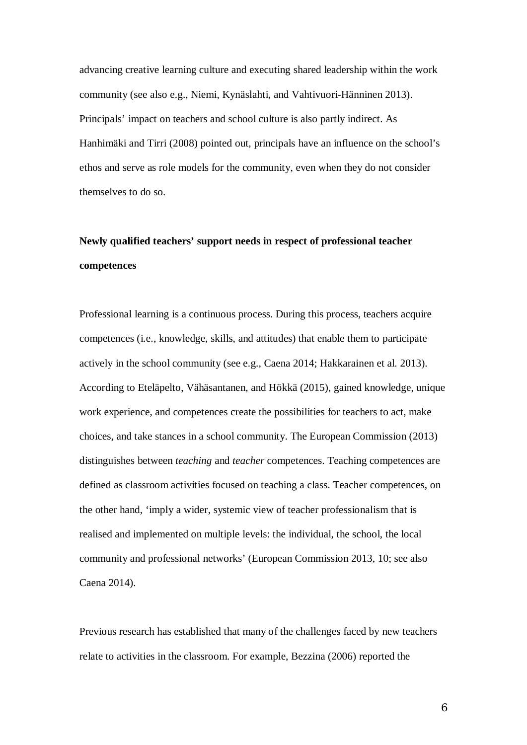advancing creative learning culture and executing shared leadership within the work community (see also e.g., Niemi, Kynäslahti, and Vahtivuori-Hänninen 2013). Principals' impact on teachers and school culture is also partly indirect. As Hanhimäki and Tirri (2008) pointed out, principals have an influence on the school's ethos and serve as role models for the community, even when they do not consider themselves to do so.

## Newly qualified teachers' support needs in respect of professional teacher competences

Professional learning is a continuous process. During this process, teachers acquire competences (i.e., knowledge, skills, and attitudes) that enable them to participate actively in the school community (see e.g., Caena 2014; Hakkarainen et al. 2013). According to Eteläpelto, Vähäsantanen, and Hökkä (2015), gained knowledge, unique work experience, and competences create the possibilities for teachers to act, make choices, and take stances in a school community. The European Commission (2013) distinguishes between *teaching* and *teacher* competences. Teaching competences are defined as classroom activities focused on teaching a class. Teacher competences, on the other hand, 'imply a wider, systemic view of teacher professionalism that is realised and implemented on multiple levels: the individual, the school, the local community and professional networks' (European Commission 2013, 10; see also Caena 2014).

Previous research has established that many of the challenges faced by new teachers relate to activities in the classroom. For example, Bezzina (2006) reported the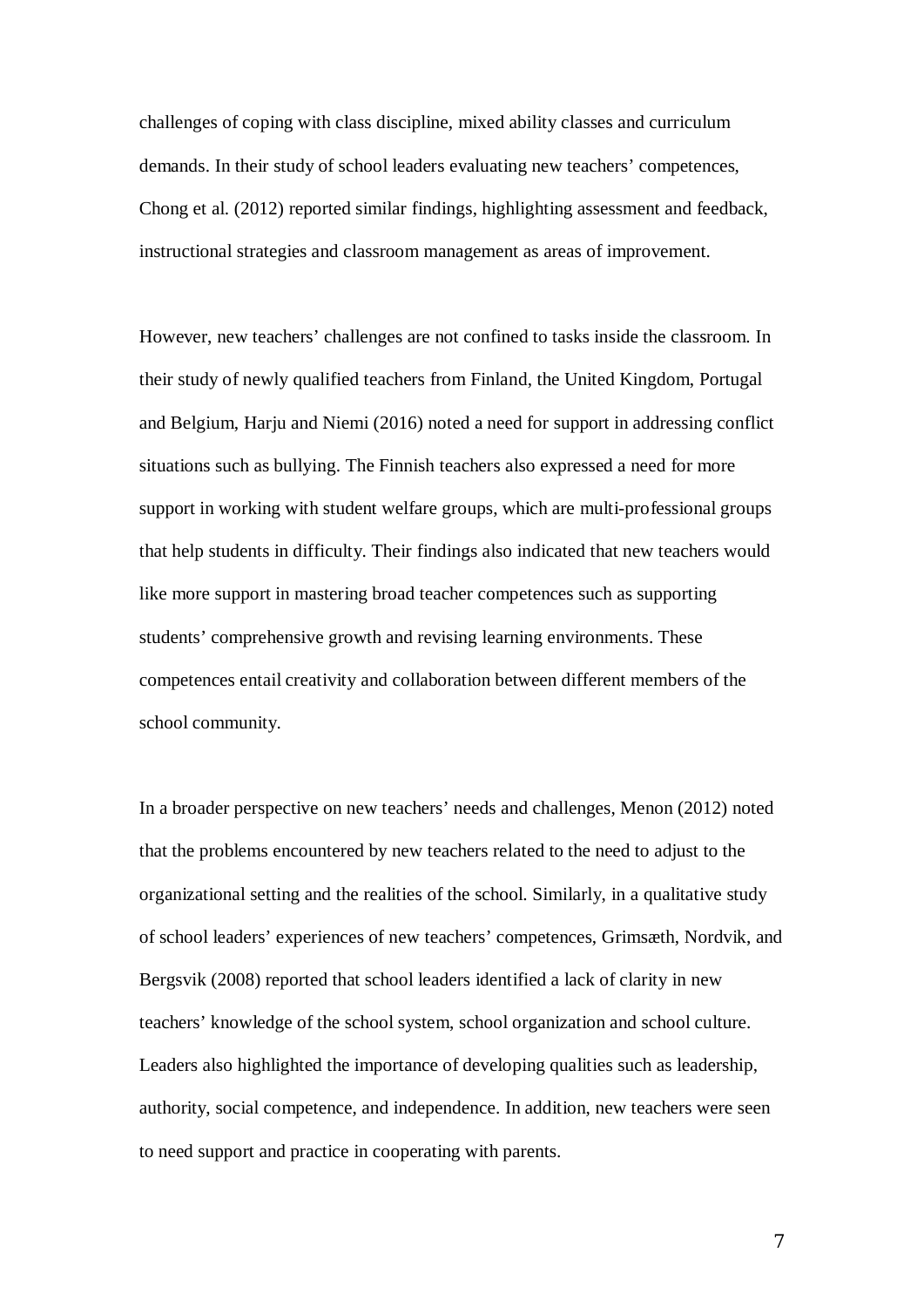challenges of coping with class discipline, mixed ability classes and curriculum demands. In their study of school leaders evaluating new teachers' competences, Chong et al. (2012) reported similar findings, highlighting assessment and feedback, instructional strategies and classroom management as areas of improvement.

However, new teachers' challenges are not confined to tasks inside the classroom. In their study of newly qualified teachers from Finland, the United Kingdom, Portugal and Belgium, Harju and Niemi (2016) noted a need for support in addressing conflict situations such as bullying. The Finnish teachers also expressed a need for more support in working with student welfare groups, which are multi-professional groups that help students in difficulty. Their findings also indicated that new teachers would like more support in mastering broad teacher competences such as supporting students' comprehensive growth and revising learning environments. These competences entail creativity and collaboration between different members of the school community.

In a broader perspective on new teachers' needs and challenges, Menon (2012) noted that the problems encountered by new teachers related to the need to adjust to the organizational setting and the realities of the school. Similarly, in a qualitative study of school leaders' experiences of new teachers' competences, Grimsæth, Nordvik, and Bergsvik (2008) reported that school leaders identified a lack of clarity in new teachers' knowledge of the school system, school organization and school culture. Leaders also highlighted the importance of developing qualities such as leadership, authority, social competence, and independence. In addition, new teachers were seen to need support and practice in cooperating with parents.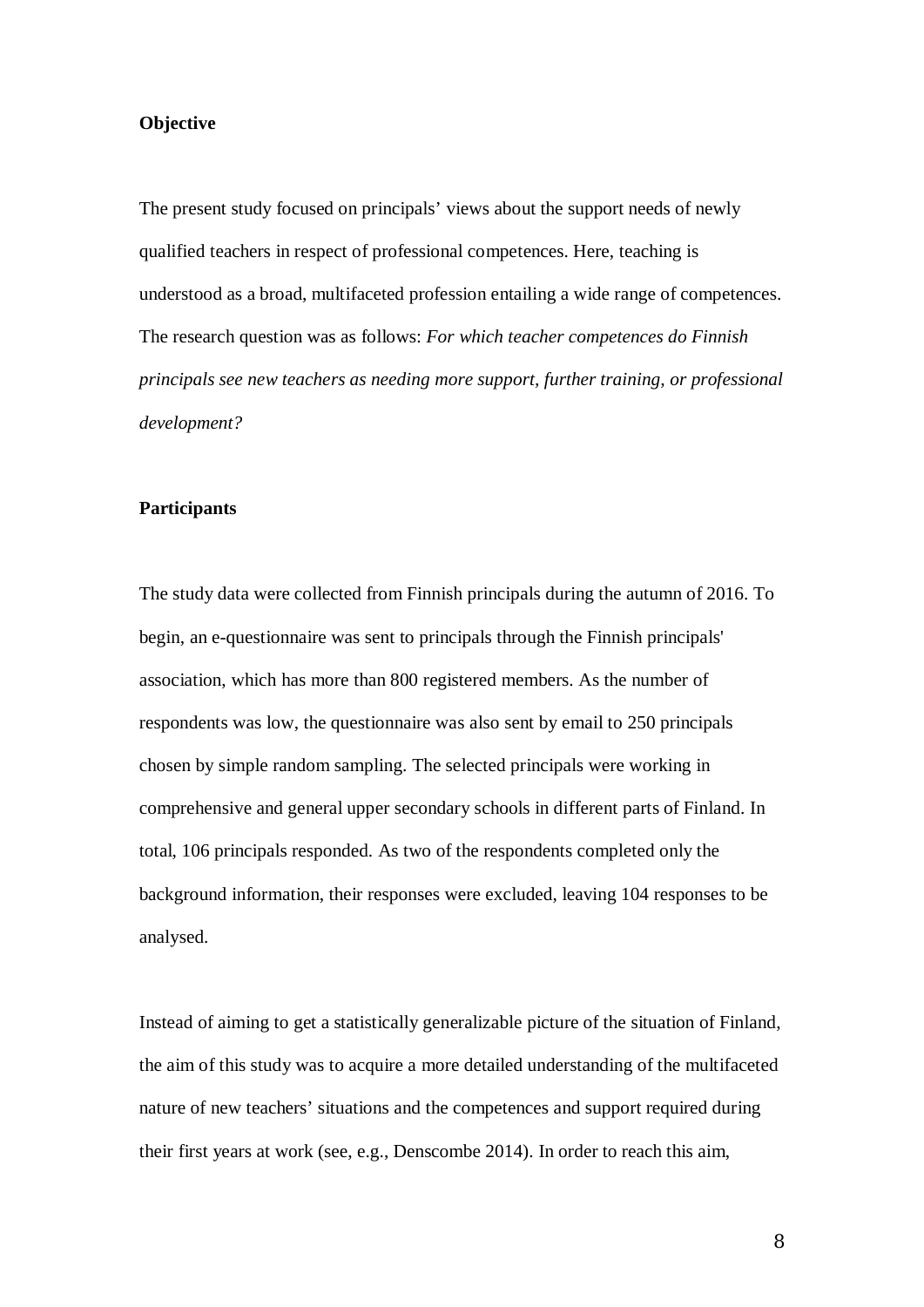**Objective**

The present study focused on principals' views about the support needs of newly qualified teachers in respect of professional competences. Here, teaching is understood as a broad, multifaceted profession entailing a wide range of competences. The research question was as follows: *For which teacher competences do Finnish principals see new teachers as needing more support, further training, or professional development?*

**Participants**

The study data were collected from Finnish principals during the autumn of 2016. To begin, an e-questionnaire was sent to principals through the Finnish principals' association, which has more than 800 registered members. As the number of respondents was low, the questionnaire was also sent by email to 250 principals chosen by simple random sampling. The selected principals were working in comprehensive and general upper secondary schools in different parts of Finland. In total, 106 principals responded. As two of the respondents completed only the background information, their responses were excluded, leaving 104 responses to be analysed.

Instead of aiming to get a statistically generalizable picture of the situation of Finland, the aim of this study was to acquire a more detailed understanding of the multifaceted nature of new teachers' situations and the competences and support required during their first years at work (see, e.g., Denscombe 2014). In order to reach this aim,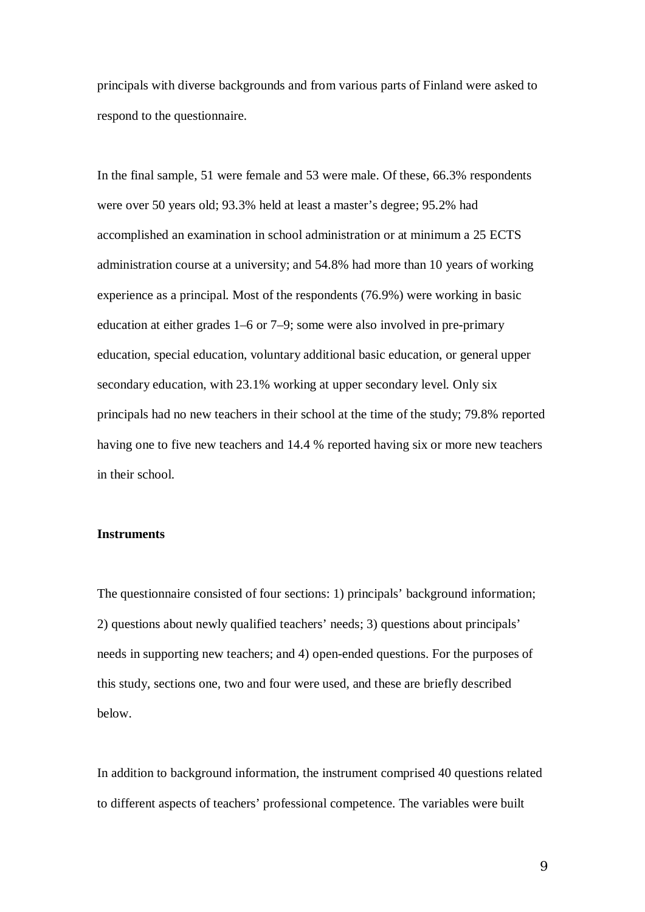principals with diverse backgrounds and from various parts of Finland were asked to respond to the questionnaire.

In the final sample, 51 were female and 53 were male. Of these, 66.3% respondents were over 50 years old; 93.3% held at least a master's degree; 95.2% had accomplished an examination in school administration or at minimum a 25 ECTS administration course at a university; and 54.8% had more than 10 years of working experience as a principal. Most of the respondents (76.9%) were working in basic education at either grades 1–6 or 7–9; some were also involved in pre-primary education, special education, voluntary additional basic education, or general upper secondary education, with 23.1% working at upper secondary level. Only six principals had no new teachers in their school at the time of the study; 79.8% reported having one to five new teachers and 14.4 % reported having six or more new teachers in their school.

**Instruments**

The questionnaire consisted of four sections: 1) principals' background information; 2) questions about newly qualified teachers' needs; 3) questions about principals' needs in supporting new teachers; and 4) open-ended questions. For the purposes of this study, sections one, two and four were used, and these are briefly described below.

In addition to background information, the instrument comprised 40 questions related to different aspects of teachers' professional competence. The variables were built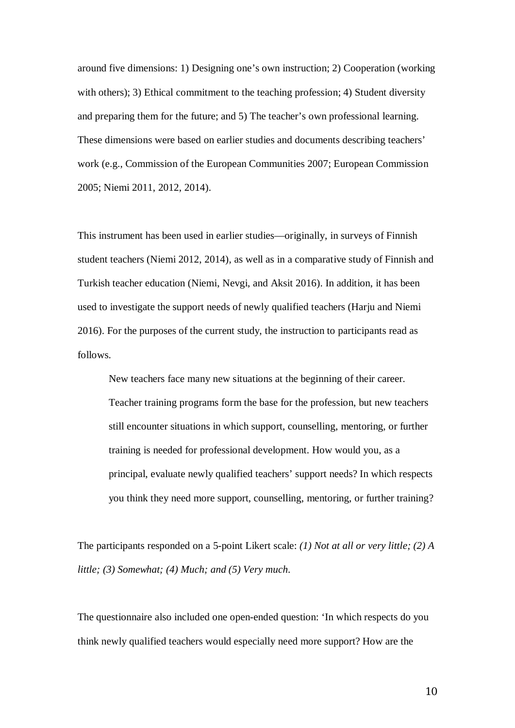around five dimensions: 1) Designing one's own instruction; 2) Cooperation (working with others); 3) Ethical commitment to the teaching profession; 4) Student diversity and preparing them for the future; and 5) The teacher's own professional learning. These dimensions were based on earlier studies and documents describing teachers' work (e.g., Commission of the European Communities 2007; European Commission 2005; Niemi 2011, 2012, 2014).

This instrument has been used in earlier studies—originally, in surveys of Finnish student teachers (Niemi 2012, 2014), as well as in a comparative study of Finnish and Turkish teacher education (Niemi, Nevgi, and Aksit 2016). In addition, it has been used to investigate the support needs of newly qualified teachers (Harju and Niemi 2016). For the purposes of the current study, the instruction to participants read as follows.

> New teachers face many new situations at the beginning of their career. Teacher training programs form the base for the profession, but new teachers still encounter situations in which support, counselling, mentoring, or further training is needed for professional development. How would you, as a principal, evaluate newly qualified teachers' support needs? In which respects you think they need more support, counselling, mentoring, or further training?

The participants responded on a 5-point Likert scale: *(1) Not at all or very little; (2) A little; (3) Somewhat; (4) Much; and (5) Very much.*

The questionnaire also included one open-ended question: 'In which respects do you think newly qualified teachers would especially need more support? How are the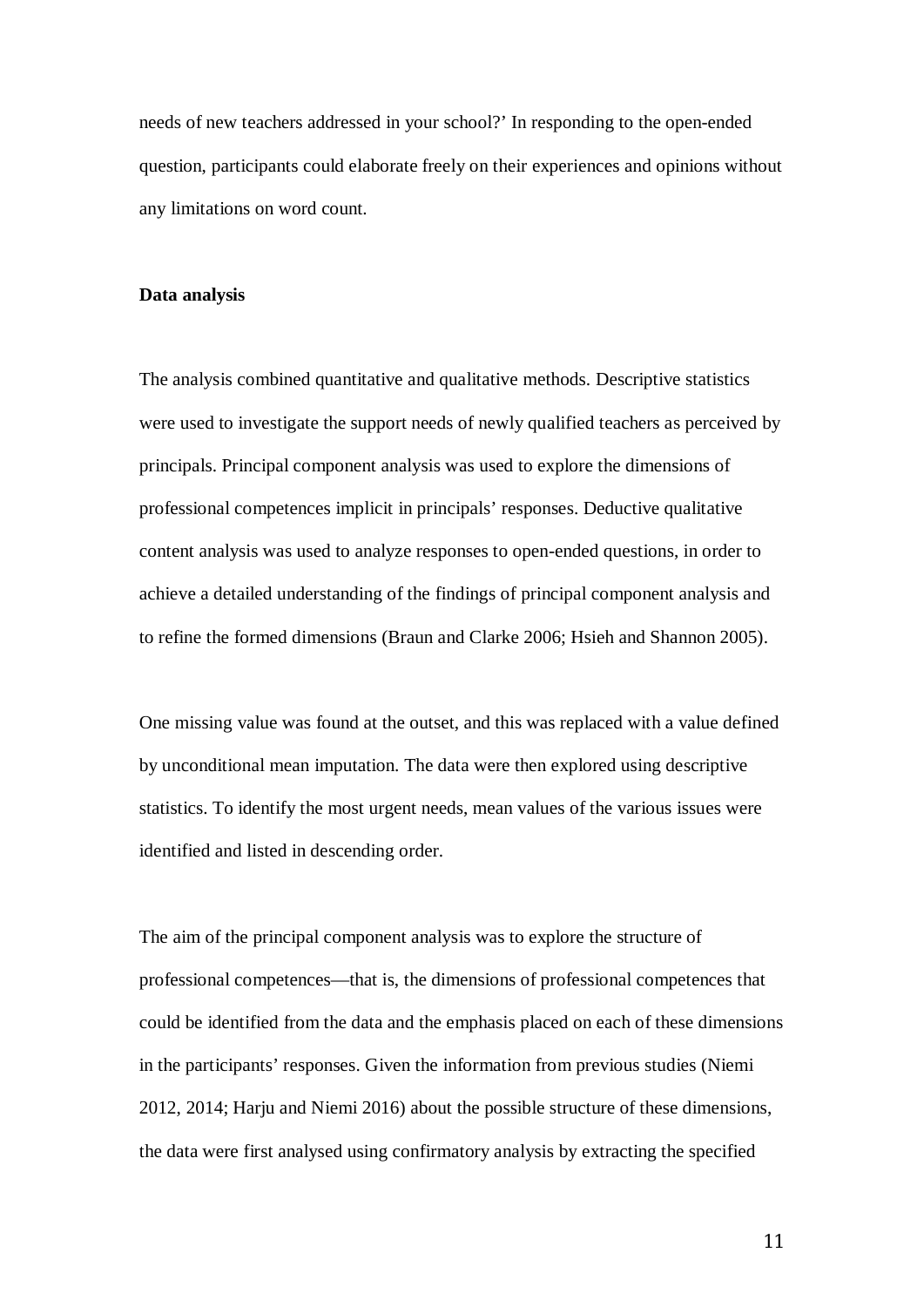needs of new teachers addressed in your school?' In responding to the open-ended question, participants could elaborate freely on their experiences and opinions without any limitations on word count.

**Data analysis**

The analysis combined quantitative and qualitative methods. Descriptive statistics were used to investigate the support needs of newly qualified teachers as perceived by principals. Principal component analysis was used to explore the dimensions of professional competences implicit in principals' responses. Deductive qualitative content analysis was used to analyze responses to open-ended questions, in order to achieve a detailed understanding of the findings of principal component analysis and to refine the formed dimensions (Braun and Clarke 2006; Hsieh and Shannon 2005).

One missing value was found at the outset, and this was replaced with a value defined by unconditional mean imputation. The data were then explored using descriptive statistics. To identify the most urgent needs, mean values of the various issues were identified and listed in descending order.

The aim of the principal component analysis was to explore the structure of professional competences—that is, the dimensions of professional competences that could be identified from the data and the emphasis placed on each of these dimensions in the participants' responses. Given the information from previous studies (Niemi 2012, 2014; Harju and Niemi 2016) about the possible structure of these dimensions, the data were first analysed using confirmatory analysis by extracting the specified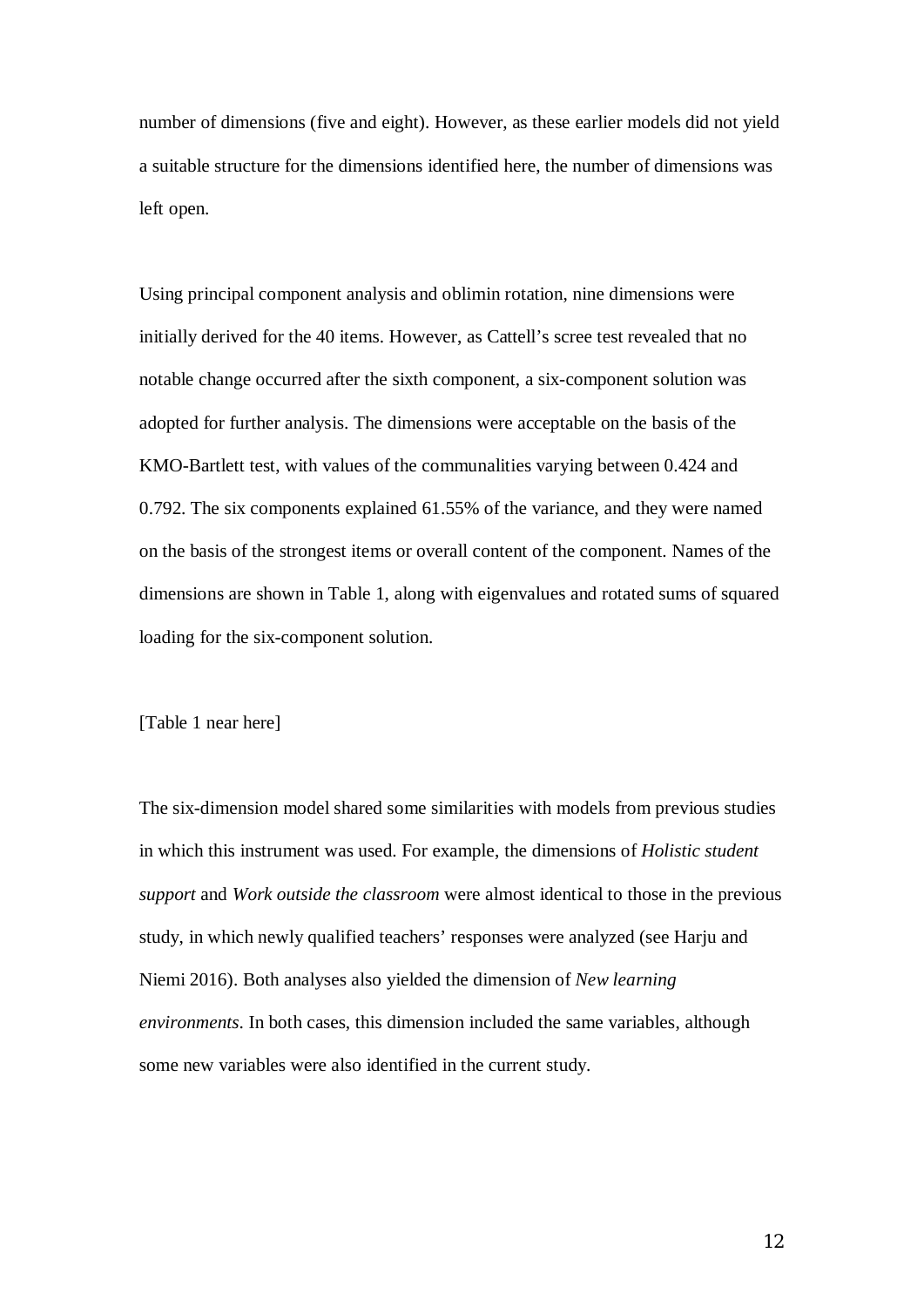number of dimensions (five and eight). However, as these earlier models did not yield a suitable structure for the dimensions identified here, the number of dimensions was left open.

Using principal component analysis and oblimin rotation, nine dimensions were initially derived for the 40 items. However, as Cattell's scree test revealed that no notable change occurred after the sixth component, a six-component solution was adopted for further analysis. The dimensions were acceptable on the basis of the KMO-Bartlett test, with values of the communalities varying between 0.424 and 0.792. The six components explained 61.55% of the variance, and they were named on the basis of the strongest items or overall content of the component. Names of the dimensions are shown in Table 1, along with eigenvalues and rotated sums of squared loading for the six-component solution.

[Table 1 near here]

The six-dimension model shared some similarities with models from previous studies in which this instrument was used. For example, the dimensions of *Holistic student support* and *Work outside the classroom* were almost identical to those in the previous study, in which newly qualified teachers' responses were analyzed (see Harju and Niemi 2016). Both analyses also yielded the dimension of *New learning environments*. In both cases, this dimension included the same variables, although some new variables were also identified in the current study.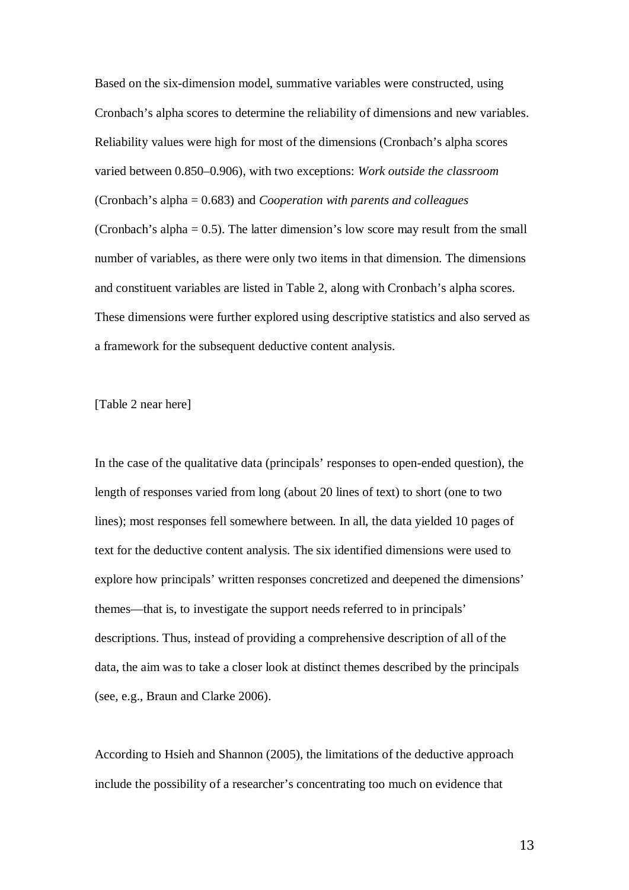Based on the six-dimension model, summative variables were constructed, using Cronbach's alpha scores to determine the reliability of dimensions and new variables. Reliability values were high for most of the dimensions (Cronbach's alpha scores varied between 0.850–0.906), with two exceptions: *Work outside the classroom* (Cronbach's alpha = 0.683) and *Cooperation with parents and colleagues* (Cronbach's alpha = 0.5). The latter dimension's low score may result from the small number of variables, as there were only two items in that dimension. The dimensions and constituent variables are listed in Table 2, along with Cronbach's alpha scores. These dimensions were further explored using descriptive statistics and also served as a framework for the subsequent deductive content analysis.

[Table 2 near here]

In the case of the qualitative data (principals' responses to open-ended question), the length of responses varied from long (about 20 lines of text) to short (one to two lines); most responses fell somewhere between. In all, the data yielded 10 pages of text for the deductive content analysis. The six identified dimensions were used to explore how principals' written responses concretized and deepened the dimensions' themes—that is, to investigate the support needs referred to in principals' descriptions. Thus, instead of providing a comprehensive description of all of the data, the aim was to take a closer look at distinct themes described by the principals (see, e.g., Braun and Clarke 2006).

According to Hsieh and Shannon (2005), the limitations of the deductive approach include the possibility of a researcher's concentrating too much on evidence that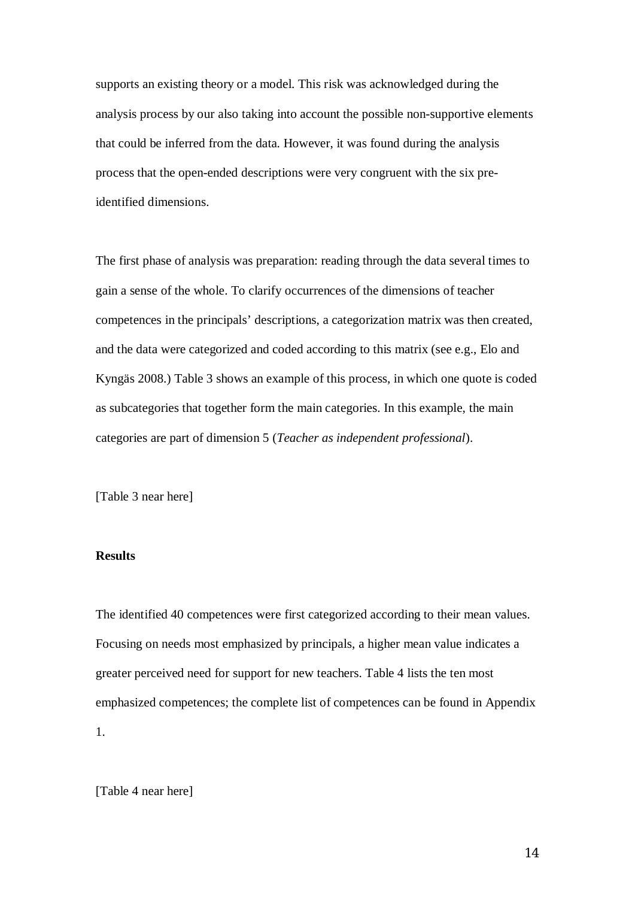supports an existing theory or a model. This risk was acknowledged during the analysis process by our also taking into account the possible non-supportive elements that could be inferred from the data. However, it was found during the analysis process that the open-ended descriptions were very congruent with the six pre-identified dimensions.

The first phase of analysis was preparation: reading through the data several times to gain a sense of the whole. To clarify occurrences of the dimensions of teacher competences in the principals' descriptions, a categorization matrix was then created, and the data were categorized and coded according to this matrix (see e.g., Elo and Kyngäs 2008.) Table 3 shows an example of this process, in which one quote is coded as subcategories that together form the main categories. In this example, the main categories are part of dimension 5 (*Teacher as independent professional*).

[Table 3 near here]

## Results

The identified 40 competences were first categorized according to their mean values. Focusing on needs most emphasized by principals, a higher mean value indicates a greater perceived need for support for new teachers. Table 4 lists the ten most emphasized competences; the complete list of competences can be found in Appendix 1.

[Table 4 near here]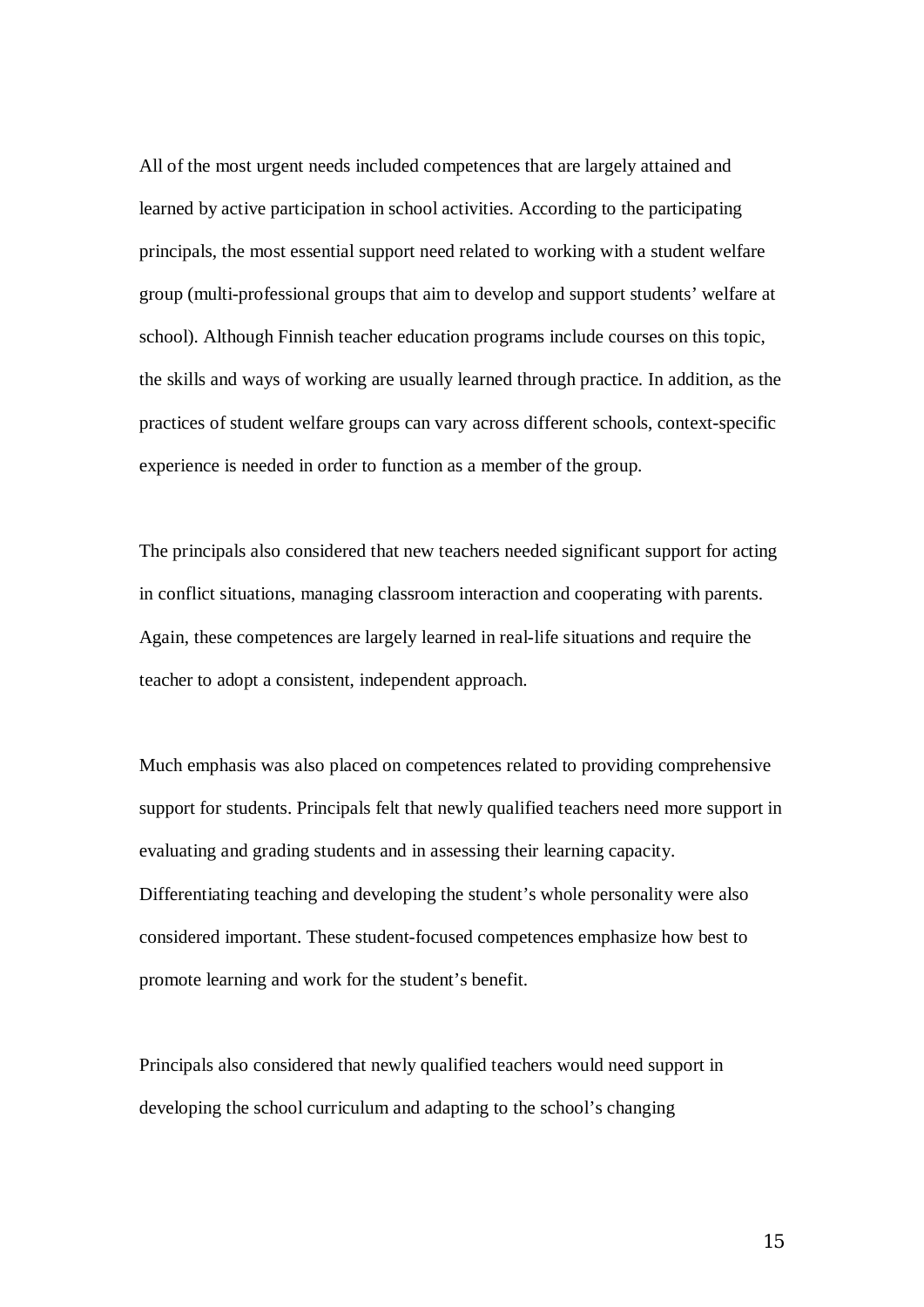All of the most urgent needs included competences that are largely attained and learned by active participation in school activities. According to the participating principals, the most essential support need related to working with a student welfare group (multi-professional groups that aim to develop and support students' welfare at school). Although Finnish teacher education programs include courses on this topic, the skills and ways of working are usually learned through practice. In addition, as the practices of student welfare groups can vary across different schools, context-specific experience is needed in order to function as a member of the group.

The principals also considered that new teachers needed significant support for acting in conflict situations, managing classroom interaction and cooperating with parents. Again, these competences are largely learned in real-life situations and require the teacher to adopt a consistent, independent approach.

Much emphasis was also placed on competences related to providing comprehensive support for students. Principals felt that newly qualified teachers need more support in evaluating and grading students and in assessing their learning capacity. Differentiating teaching and developing the student's whole personality were also considered important. These student-focused competences emphasize how best to promote learning and work for the student's benefit.

Principals also considered that newly qualified teachers would need support in developing the school curriculum and adapting to the school's changing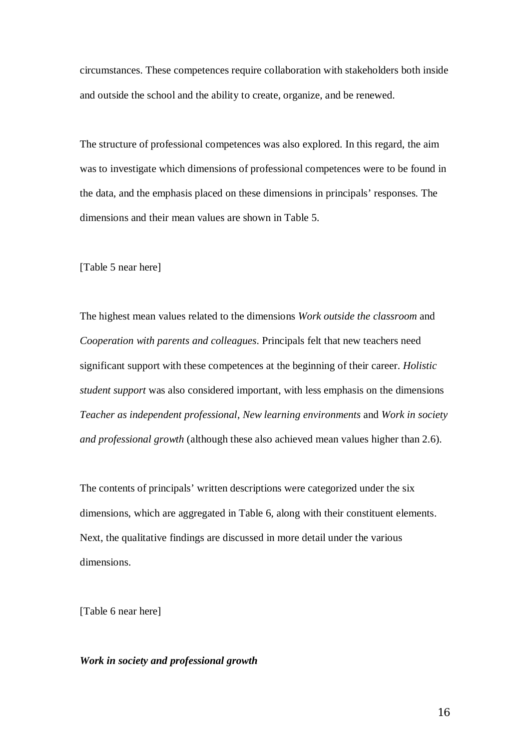circumstances. These competences require collaboration with stakeholders both inside and outside the school and the ability to create, organize, and be renewed.

The structure of professional competences was also explored. In this regard, the aim was to investigate which dimensions of professional competences were to be found in the data, and the emphasis placed on these dimensions in principals' responses. The dimensions and their mean values are shown in Table 5.

[Table 5 near here]

The highest mean values related to the dimensions *Work outside the classroom* and *Cooperation with parents and colleagues*. Principals felt that new teachers need significant support with these competences at the beginning of their career. *Holistic student support* was also considered important, with less emphasis on the dimensions *Teacher as independent professional*, *New learning environments* and *Work in society and professional growth* (although these also achieved mean values higher than 2.6).

The contents of principals' written descriptions were categorized under the six dimensions, which are aggregated in Table 6, along with their constituent elements. Next, the qualitative findings are discussed in more detail under the various dimensions.

[Table 6 near here]

***Work in society and professional growth***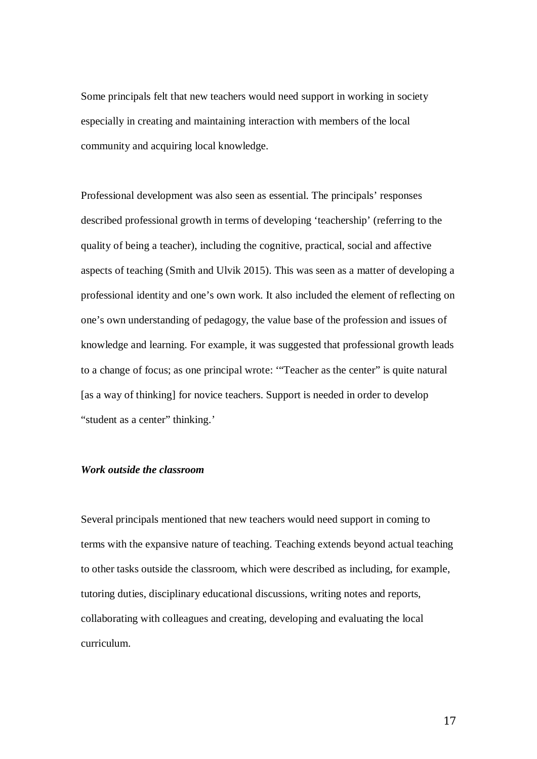Some principals felt that new teachers would need support in working in society especially in creating and maintaining interaction with members of the local community and acquiring local knowledge.

Professional development was also seen as essential. The principals' responses described professional growth in terms of developing 'teachership' (referring to the quality of being a teacher), including the cognitive, practical, social and affective aspects of teaching (Smith and Ulvik 2015). This was seen as a matter of developing a professional identity and one's own work. It also included the element of reflecting on one's own understanding of pedagogy, the value base of the profession and issues of knowledge and learning. For example, it was suggested that professional growth leads to a change of focus; as one principal wrote: '"Teacher as the center" is quite natural [as a way of thinking] for novice teachers. Support is needed in order to develop "student as a center" thinking.'

***Work outside the classroom***

Several principals mentioned that new teachers would need support in coming to terms with the expansive nature of teaching. Teaching extends beyond actual teaching to other tasks outside the classroom, which were described as including, for example, tutoring duties, disciplinary educational discussions, writing notes and reports, collaborating with colleagues and creating, developing and evaluating the local curriculum.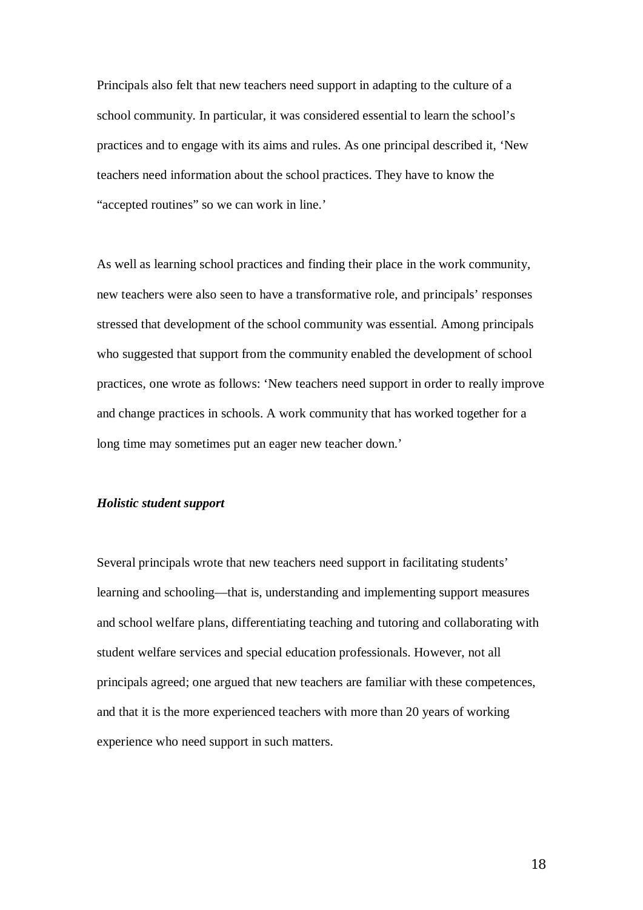Principals also felt that new teachers need support in adapting to the culture of a school community. In particular, it was considered essential to learn the school's practices and to engage with its aims and rules. As one principal described it, 'New teachers need information about the school practices. They have to know the "accepted routines" so we can work in line.'

As well as learning school practices and finding their place in the work community, new teachers were also seen to have a transformative role, and principals' responses stressed that development of the school community was essential. Among principals who suggested that support from the community enabled the development of school practices, one wrote as follows: 'New teachers need support in order to really improve and change practices in schools. A work community that has worked together for a long time may sometimes put an eager new teacher down.'

***Holistic student support***

Several principals wrote that new teachers need support in facilitating students' learning and schooling—that is, understanding and implementing support measures and school welfare plans, differentiating teaching and tutoring and collaborating with student welfare services and special education professionals. However, not all principals agreed; one argued that new teachers are familiar with these competences, and that it is the more experienced teachers with more than 20 years of working experience who need support in such matters.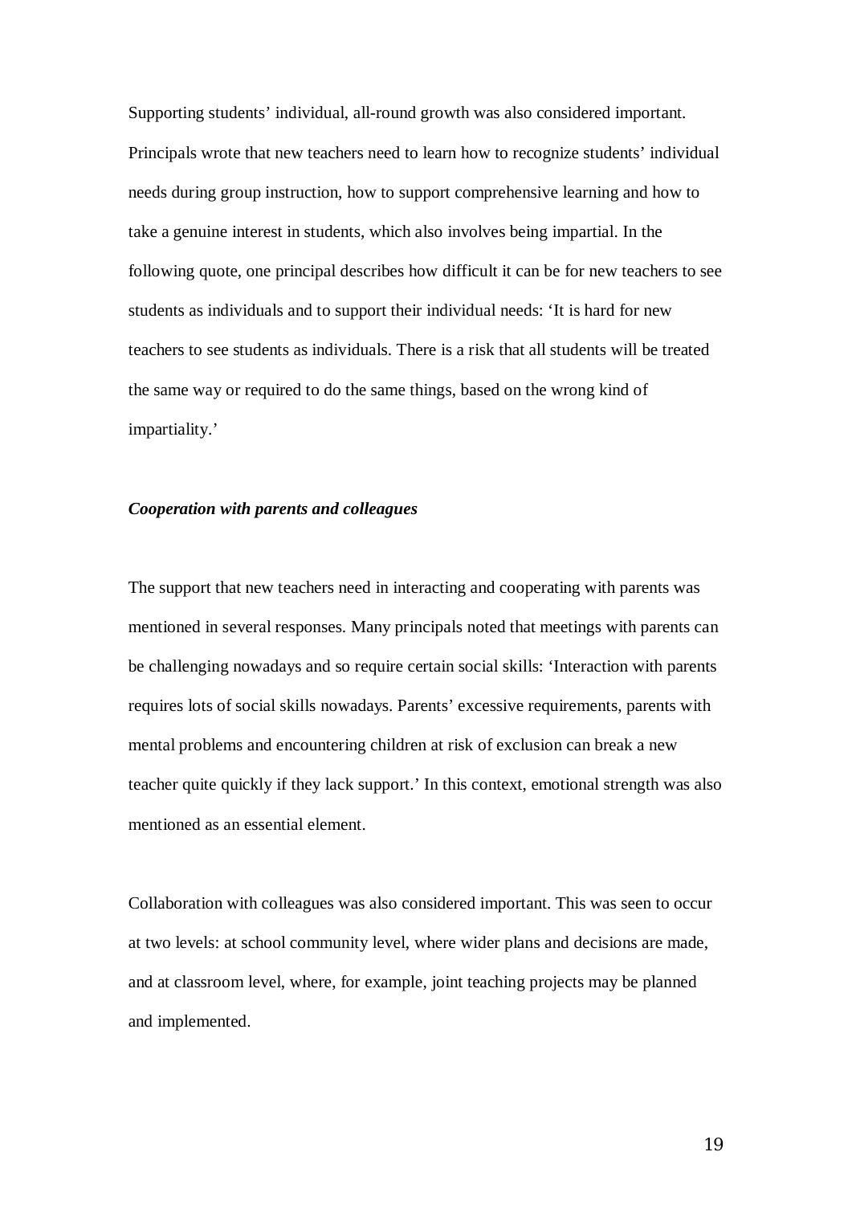Supporting students' individual, all-round growth was also considered important. Principals wrote that new teachers need to learn how to recognize students' individual needs during group instruction, how to support comprehensive learning and how to take a genuine interest in students, which also involves being impartial. In the following quote, one principal describes how difficult it can be for new teachers to see students as individuals and to support their individual needs: 'It is hard for new teachers to see students as individuals. There is a risk that all students will be treated the same way or required to do the same things, based on the wrong kind of impartiality.'

***Cooperation with parents and colleagues***

The support that new teachers need in interacting and cooperating with parents was mentioned in several responses. Many principals noted that meetings with parents can be challenging nowadays and so require certain social skills: 'Interaction with parents requires lots of social skills nowadays. Parents' excessive requirements, parents with mental problems and encountering children at risk of exclusion can break a new teacher quite quickly if they lack support.' In this context, emotional strength was also mentioned as an essential element.

Collaboration with colleagues was also considered important. This was seen to occur at two levels: at school community level, where wider plans and decisions are made, and at classroom level, where, for example, joint teaching projects may be planned and implemented.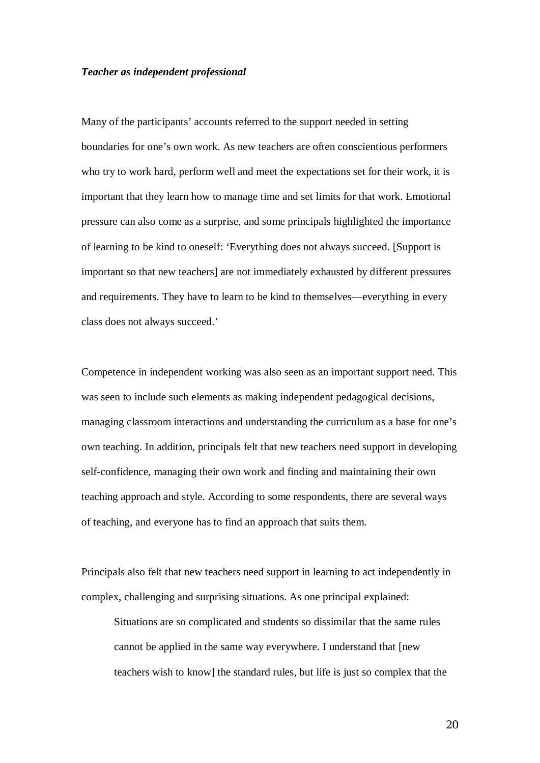***Teacher as independent professional***

Many of the participants' accounts referred to the support needed in setting boundaries for one's own work. As new teachers are often conscientious performers who try to work hard, perform well and meet the expectations set for their work, it is important that they learn how to manage time and set limits for that work. Emotional pressure can also come as a surprise, and some principals highlighted the importance of learning to be kind to oneself: 'Everything does not always succeed. [Support is important so that new teachers] are not immediately exhausted by different pressures and requirements. They have to learn to be kind to themselves—everything in every class does not always succeed.'

Competence in independent working was also seen as an important support need. This was seen to include such elements as making independent pedagogical decisions, managing classroom interactions and understanding the curriculum as a base for one's own teaching. In addition, principals felt that new teachers need support in developing self-confidence, managing their own work and finding and maintaining their own teaching approach and style. According to some respondents, there are several ways of teaching, and everyone has to find an approach that suits them.

Principals also felt that new teachers need support in learning to act independently in complex, challenging and surprising situations. As one principal explained:

> Situations are so complicated and students so dissimilar that the same rules cannot be applied in the same way everywhere. I understand that [new teachers wish to know] the standard rules, but life is just so complex that the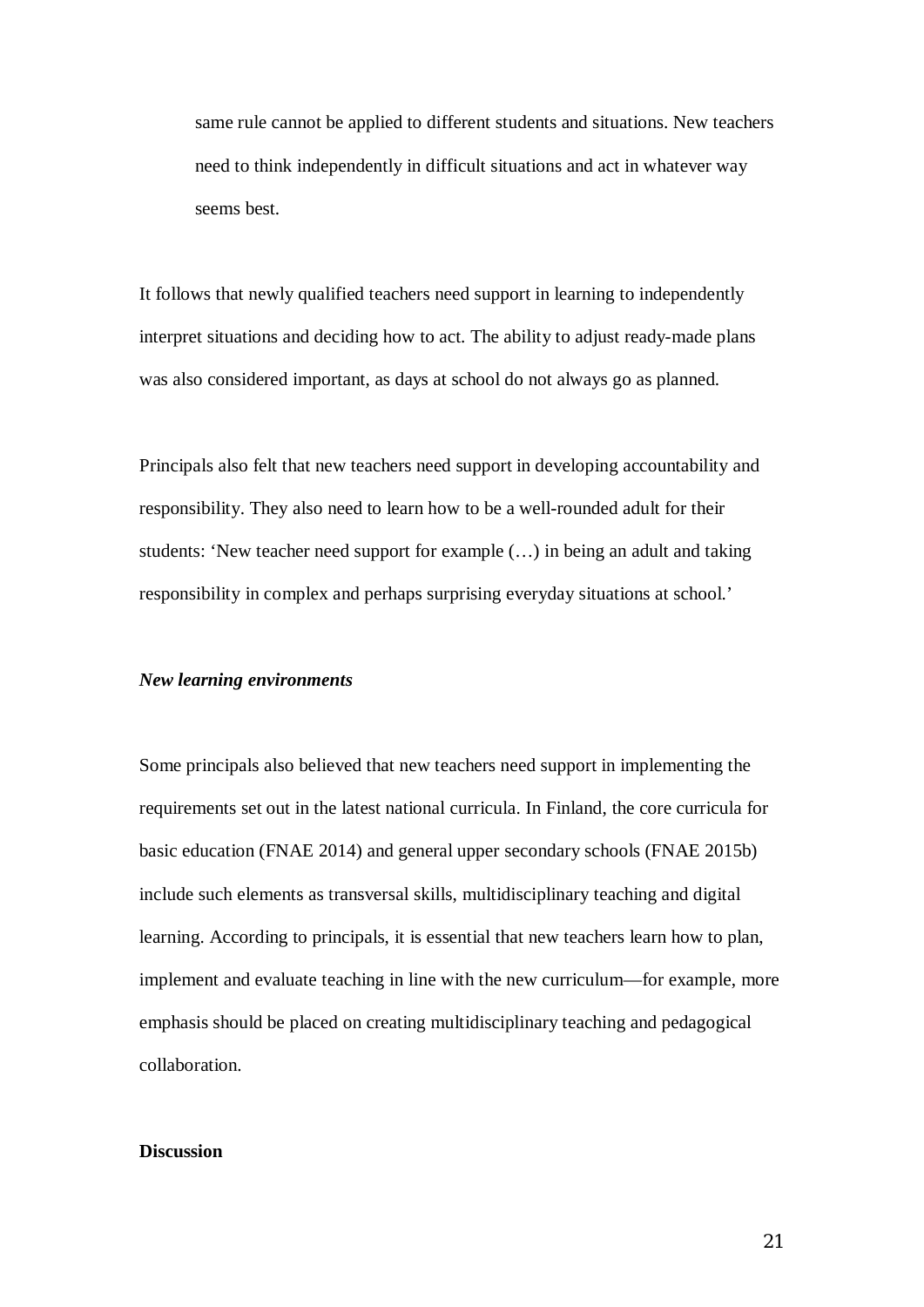> same rule cannot be applied to different students and situations. New teachers need to think independently in difficult situations and act in whatever way seems best.

It follows that newly qualified teachers need support in learning to independently interpret situations and deciding how to act. The ability to adjust ready-made plans was also considered important, as days at school do not always go as planned.

Principals also felt that new teachers need support in developing accountability and responsibility. They also need to learn how to be a well-rounded adult for their students: 'New teacher need support for example (…) in being an adult and taking responsibility in complex and perhaps surprising everyday situations at school.'

***New learning environments***

Some principals also believed that new teachers need support in implementing the requirements set out in the latest national curricula. In Finland, the core curricula for basic education (FNAE 2014) and general upper secondary schools (FNAE 2015b) include such elements as transversal skills, multidisciplinary teaching and digital learning. According to principals, it is essential that new teachers learn how to plan, implement and evaluate teaching in line with the new curriculum—for example, more emphasis should be placed on creating multidisciplinary teaching and pedagogical collaboration.

**Discussion**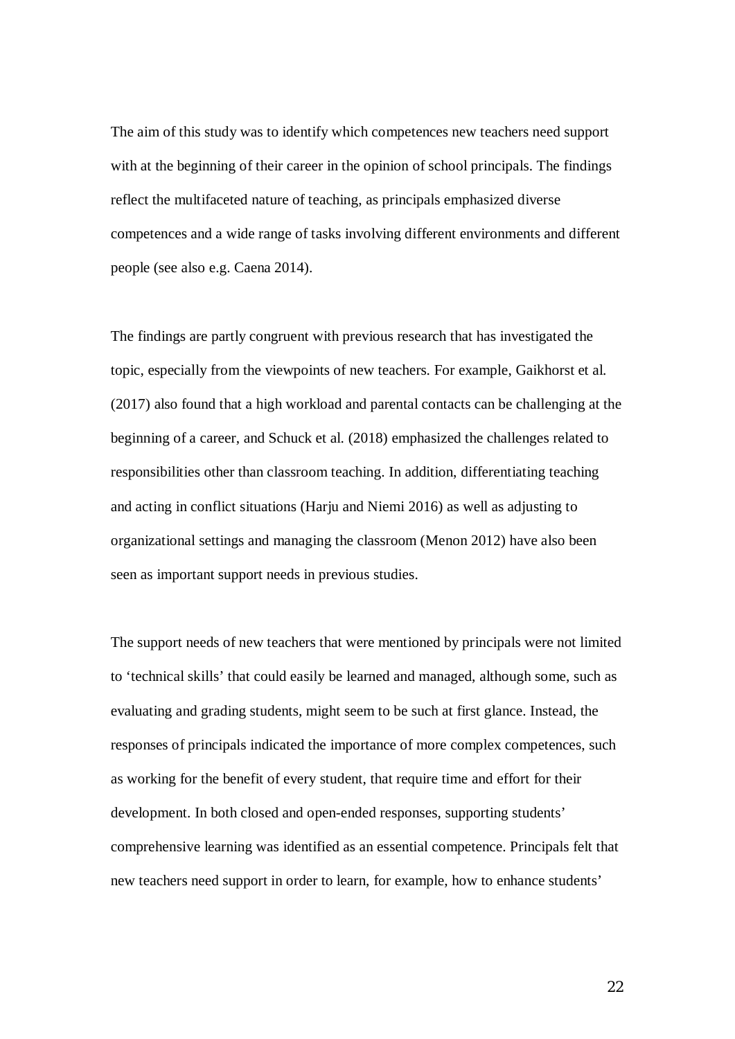The aim of this study was to identify which competences new teachers need support with at the beginning of their career in the opinion of school principals. The findings reflect the multifaceted nature of teaching, as principals emphasized diverse competences and a wide range of tasks involving different environments and different people (see also e.g. Caena 2014).

The findings are partly congruent with previous research that has investigated the topic, especially from the viewpoints of new teachers. For example, Gaikhorst et al. (2017) also found that a high workload and parental contacts can be challenging at the beginning of a career, and Schuck et al. (2018) emphasized the challenges related to responsibilities other than classroom teaching. In addition, differentiating teaching and acting in conflict situations (Harju and Niemi 2016) as well as adjusting to organizational settings and managing the classroom (Menon 2012) have also been seen as important support needs in previous studies.

The support needs of new teachers that were mentioned by principals were not limited to 'technical skills' that could easily be learned and managed, although some, such as evaluating and grading students, might seem to be such at first glance. Instead, the responses of principals indicated the importance of more complex competences, such as working for the benefit of every student, that require time and effort for their development. In both closed and open-ended responses, supporting students' comprehensive learning was identified as an essential competence. Principals felt that new teachers need support in order to learn, for example, how to enhance students'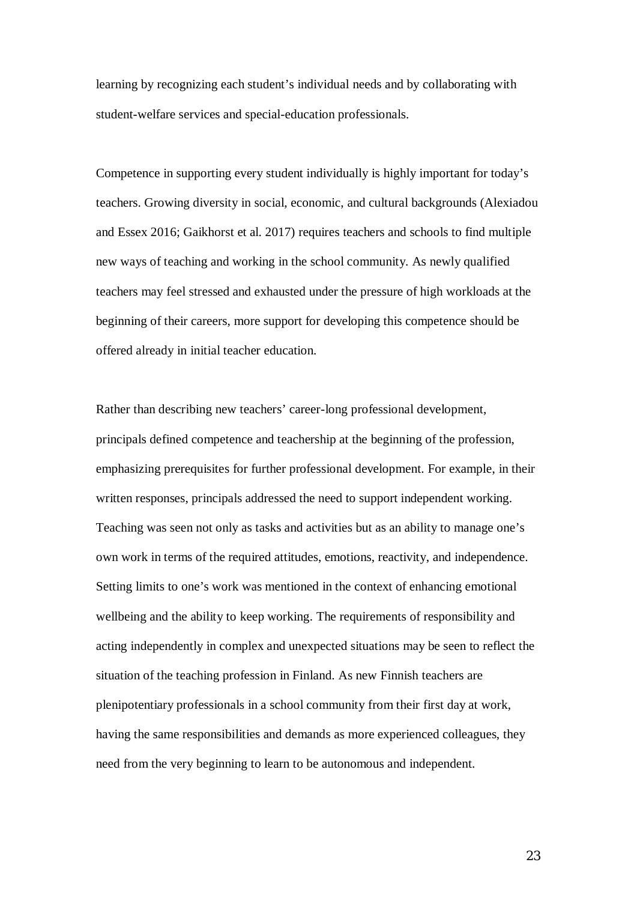learning by recognizing each student's individual needs and by collaborating with student-welfare services and special-education professionals.

Competence in supporting every student individually is highly important for today's teachers. Growing diversity in social, economic, and cultural backgrounds (Alexiadou and Essex 2016; Gaikhorst et al. 2017) requires teachers and schools to find multiple new ways of teaching and working in the school community. As newly qualified teachers may feel stressed and exhausted under the pressure of high workloads at the beginning of their careers, more support for developing this competence should be offered already in initial teacher education.

Rather than describing new teachers' career-long professional development, principals defined competence and teachership at the beginning of the profession, emphasizing prerequisites for further professional development. For example, in their written responses, principals addressed the need to support independent working. Teaching was seen not only as tasks and activities but as an ability to manage one's own work in terms of the required attitudes, emotions, reactivity, and independence. Setting limits to one's work was mentioned in the context of enhancing emotional wellbeing and the ability to keep working. The requirements of responsibility and acting independently in complex and unexpected situations may be seen to reflect the situation of the teaching profession in Finland. As new Finnish teachers are plenipotentiary professionals in a school community from their first day at work, having the same responsibilities and demands as more experienced colleagues, they need from the very beginning to learn to be autonomous and independent.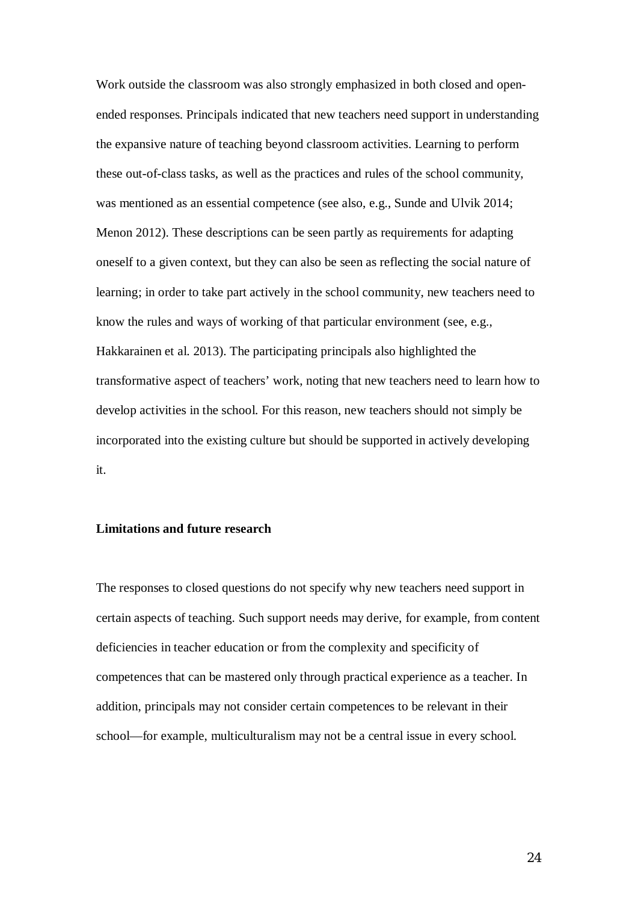Work outside the classroom was also strongly emphasized in both closed and open-ended responses. Principals indicated that new teachers need support in understanding the expansive nature of teaching beyond classroom activities. Learning to perform these out-of-class tasks, as well as the practices and rules of the school community, was mentioned as an essential competence (see also, e.g., Sunde and Ulvik 2014; Menon 2012). These descriptions can be seen partly as requirements for adapting oneself to a given context, but they can also be seen as reflecting the social nature of learning; in order to take part actively in the school community, new teachers need to know the rules and ways of working of that particular environment (see, e.g., Hakkarainen et al. 2013). The participating principals also highlighted the transformative aspect of teachers' work, noting that new teachers need to learn how to develop activities in the school. For this reason, new teachers should not simply be incorporated into the existing culture but should be supported in actively developing it.

## Limitations and future research

The responses to closed questions do not specify why new teachers need support in certain aspects of teaching. Such support needs may derive, for example, from content deficiencies in teacher education or from the complexity and specificity of competences that can be mastered only through practical experience as a teacher. In addition, principals may not consider certain competences to be relevant in their school—for example, multiculturalism may not be a central issue in every school.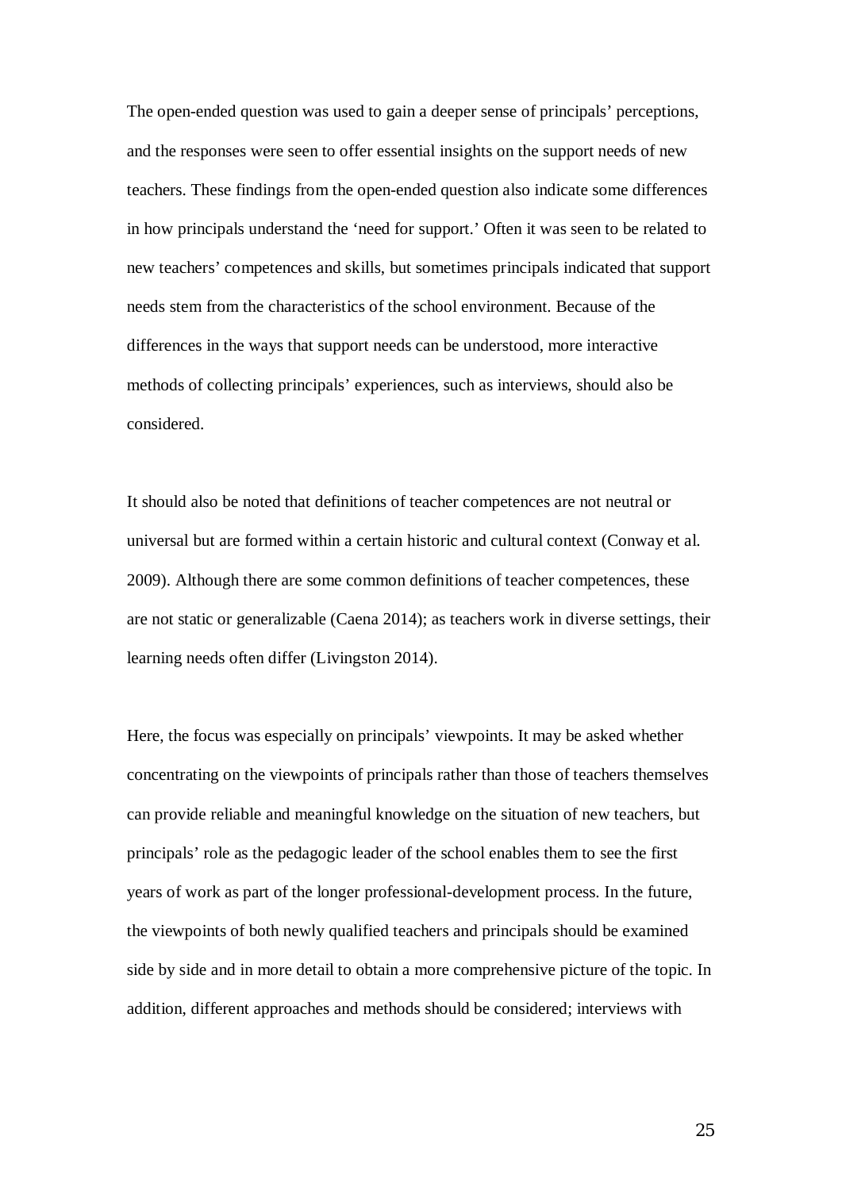The open-ended question was used to gain a deeper sense of principals' perceptions, and the responses were seen to offer essential insights on the support needs of new teachers. These findings from the open-ended question also indicate some differences in how principals understand the 'need for support.' Often it was seen to be related to new teachers' competences and skills, but sometimes principals indicated that support needs stem from the characteristics of the school environment. Because of the differences in the ways that support needs can be understood, more interactive methods of collecting principals' experiences, such as interviews, should also be considered.

It should also be noted that definitions of teacher competences are not neutral or universal but are formed within a certain historic and cultural context (Conway et al. 2009). Although there are some common definitions of teacher competences, these are not static or generalizable (Caena 2014); as teachers work in diverse settings, their learning needs often differ (Livingston 2014).

Here, the focus was especially on principals' viewpoints. It may be asked whether concentrating on the viewpoints of principals rather than those of teachers themselves can provide reliable and meaningful knowledge on the situation of new teachers, but principals' role as the pedagogic leader of the school enables them to see the first years of work as part of the longer professional-development process. In the future, the viewpoints of both newly qualified teachers and principals should be examined side by side and in more detail to obtain a more comprehensive picture of the topic. In addition, different approaches and methods should be considered; interviews with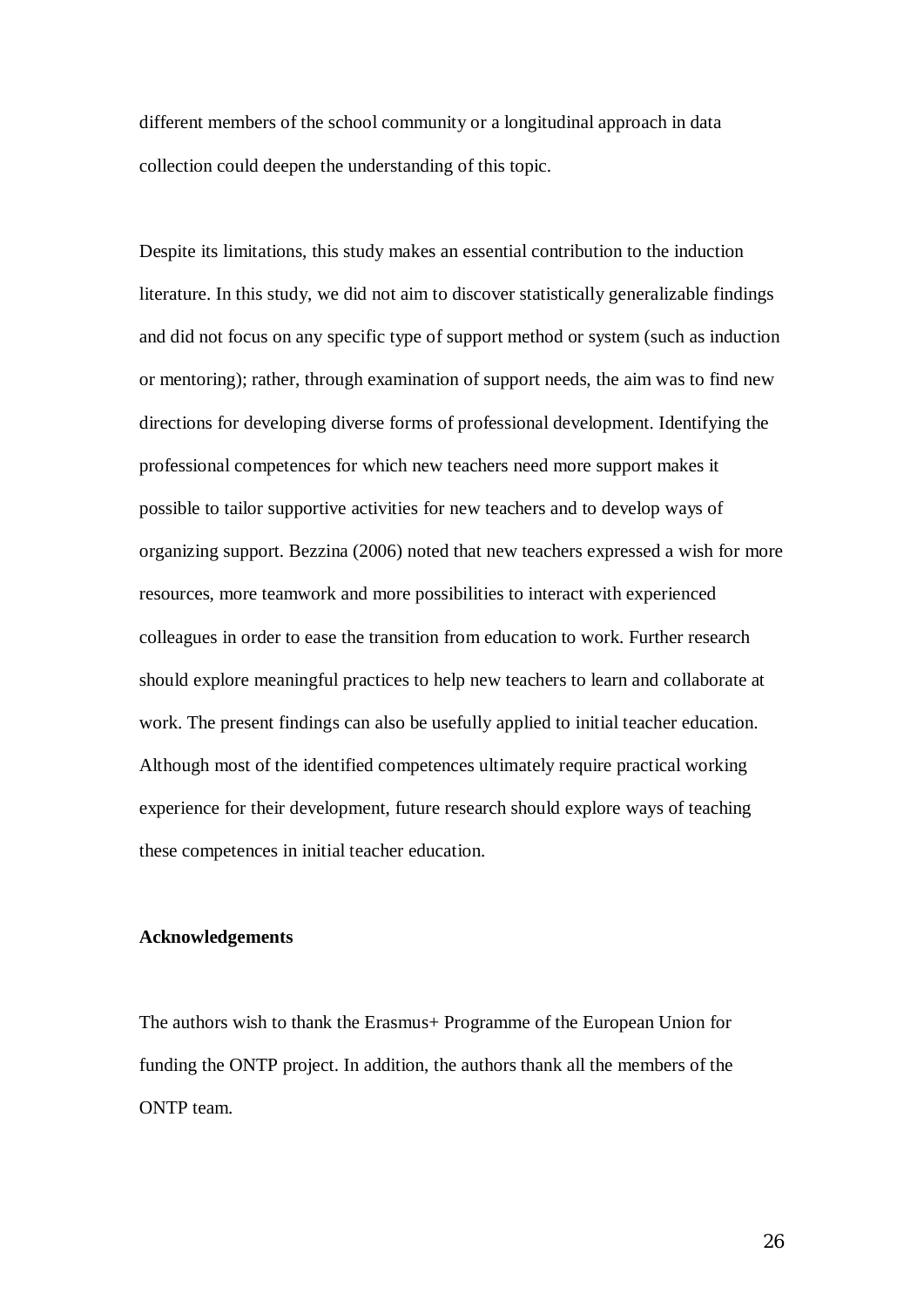different members of the school community or a longitudinal approach in data collection could deepen the understanding of this topic.

Despite its limitations, this study makes an essential contribution to the induction literature. In this study, we did not aim to discover statistically generalizable findings and did not focus on any specific type of support method or system (such as induction or mentoring); rather, through examination of support needs, the aim was to find new directions for developing diverse forms of professional development. Identifying the professional competences for which new teachers need more support makes it possible to tailor supportive activities for new teachers and to develop ways of organizing support. Bezzina (2006) noted that new teachers expressed a wish for more resources, more teamwork and more possibilities to interact with experienced colleagues in order to ease the transition from education to work. Further research should explore meaningful practices to help new teachers to learn and collaborate at work. The present findings can also be usefully applied to initial teacher education. Although most of the identified competences ultimately require practical working experience for their development, future research should explore ways of teaching these competences in initial teacher education.

**Acknowledgements**

The authors wish to thank the Erasmus+ Programme of the European Union for funding the ONTP project. In addition, the authors thank all the members of the ONTP team.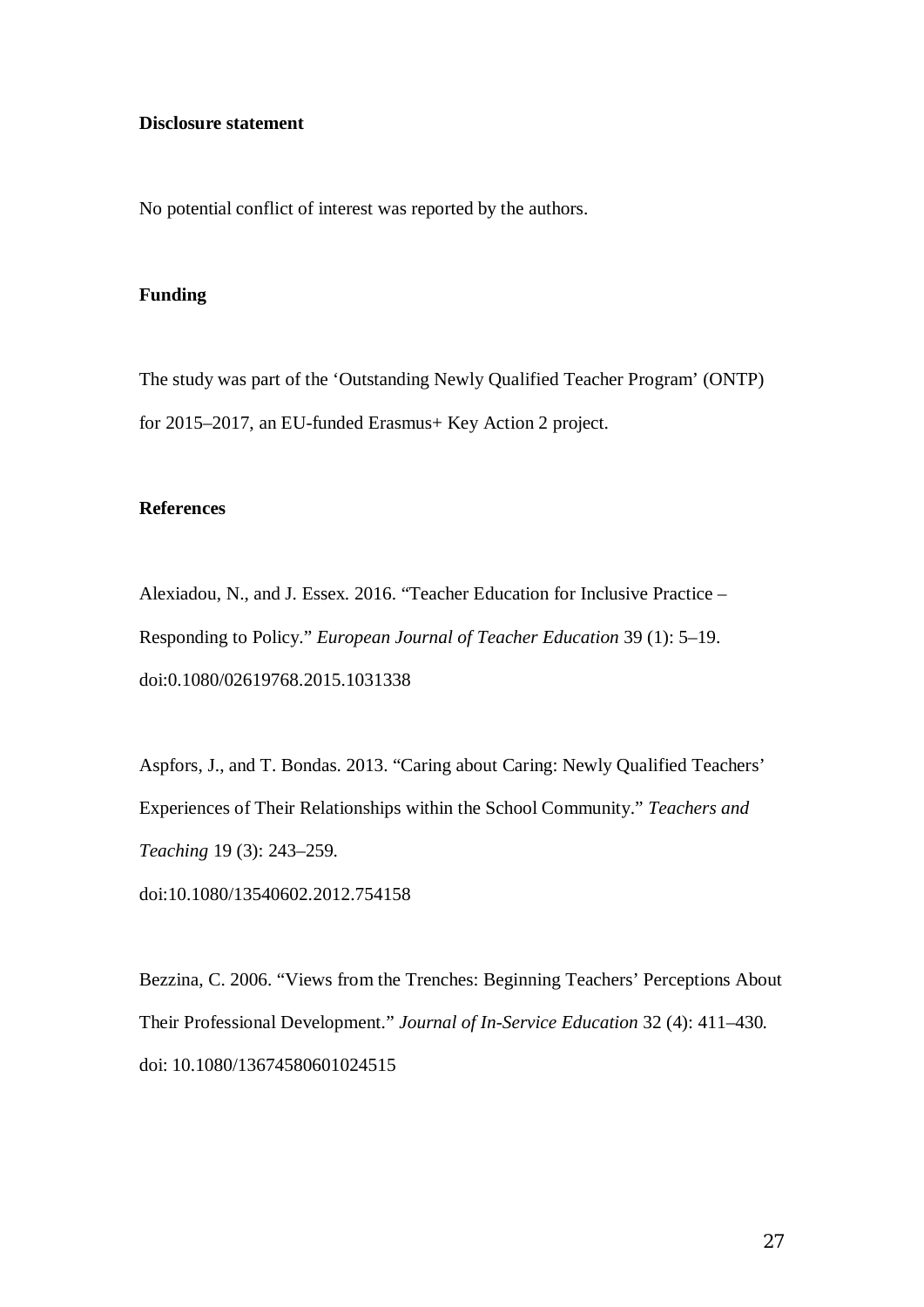**Disclosure statement**

No potential conflict of interest was reported by the authors.

**Funding**

The study was part of the 'Outstanding Newly Qualified Teacher Program' (ONTP) for 2015–2017, an EU-funded Erasmus+ Key Action 2 project.

**References**

Alexiadou, N., and J. Essex. 2016. "Teacher Education for Inclusive Practice – Responding to Policy." *European Journal of Teacher Education* 39 (1): 5–19. doi:0.1080/02619768.2015.1031338

Aspfors, J., and T. Bondas. 2013. "Caring about Caring: Newly Qualified Teachers' Experiences of Their Relationships within the School Community." *Teachers and Teaching* 19 (3): 243–259.
doi:10.1080/13540602.2012.754158

Bezzina, C. 2006. "Views from the Trenches: Beginning Teachers' Perceptions About Their Professional Development." *Journal of In-Service Education* 32 (4): 411–430. doi: 10.1080/13674580601024515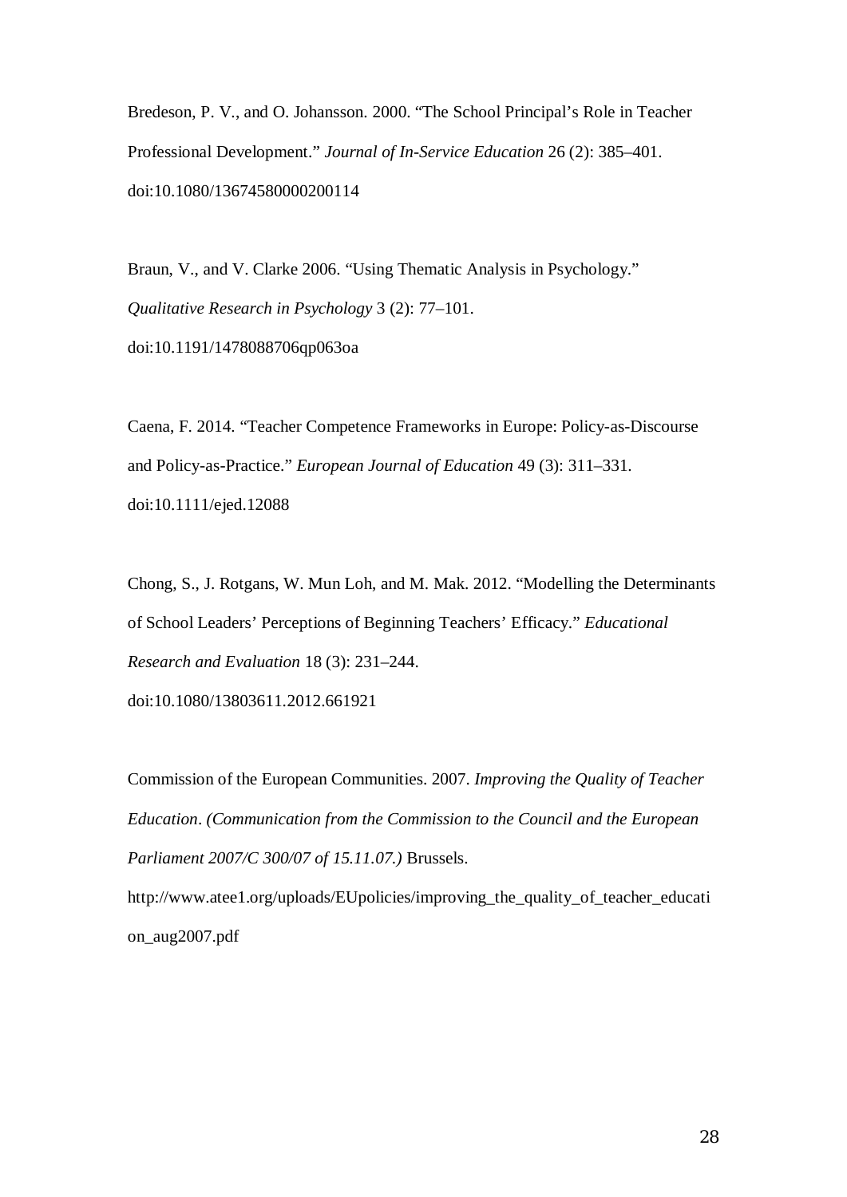Bredeson, P. V., and O. Johansson. 2000. "The School Principal's Role in Teacher Professional Development." *Journal of In-Service Education* 26 (2): 385–401. doi:10.1080/13674580000200114

Braun, V., and V. Clarke 2006. "Using Thematic Analysis in Psychology." *Qualitative Research in Psychology* 3 (2): 77–101. doi:10.1191/1478088706qp063oa

Caena, F. 2014. "Teacher Competence Frameworks in Europe: Policy-as-Discourse and Policy-as-Practice." *European Journal of Education* 49 (3): 311–331. doi:10.1111/ejed.12088

Chong, S., J. Rotgans, W. Mun Loh, and M. Mak. 2012. "Modelling the Determinants of School Leaders' Perceptions of Beginning Teachers' Efficacy." *Educational Research and Evaluation* 18 (3): 231–244. doi:10.1080/13803611.2012.661921

Commission of the European Communities. 2007. *Improving the Quality of Teacher Education*. *(Communication from the Commission to the Council and the European Parliament 2007/C 300/07 of 15.11.07.)* Brussels. http://www.atee1.org/uploads/EUpolicies/improving_the_quality_of_teacher_education_aug2007.pdf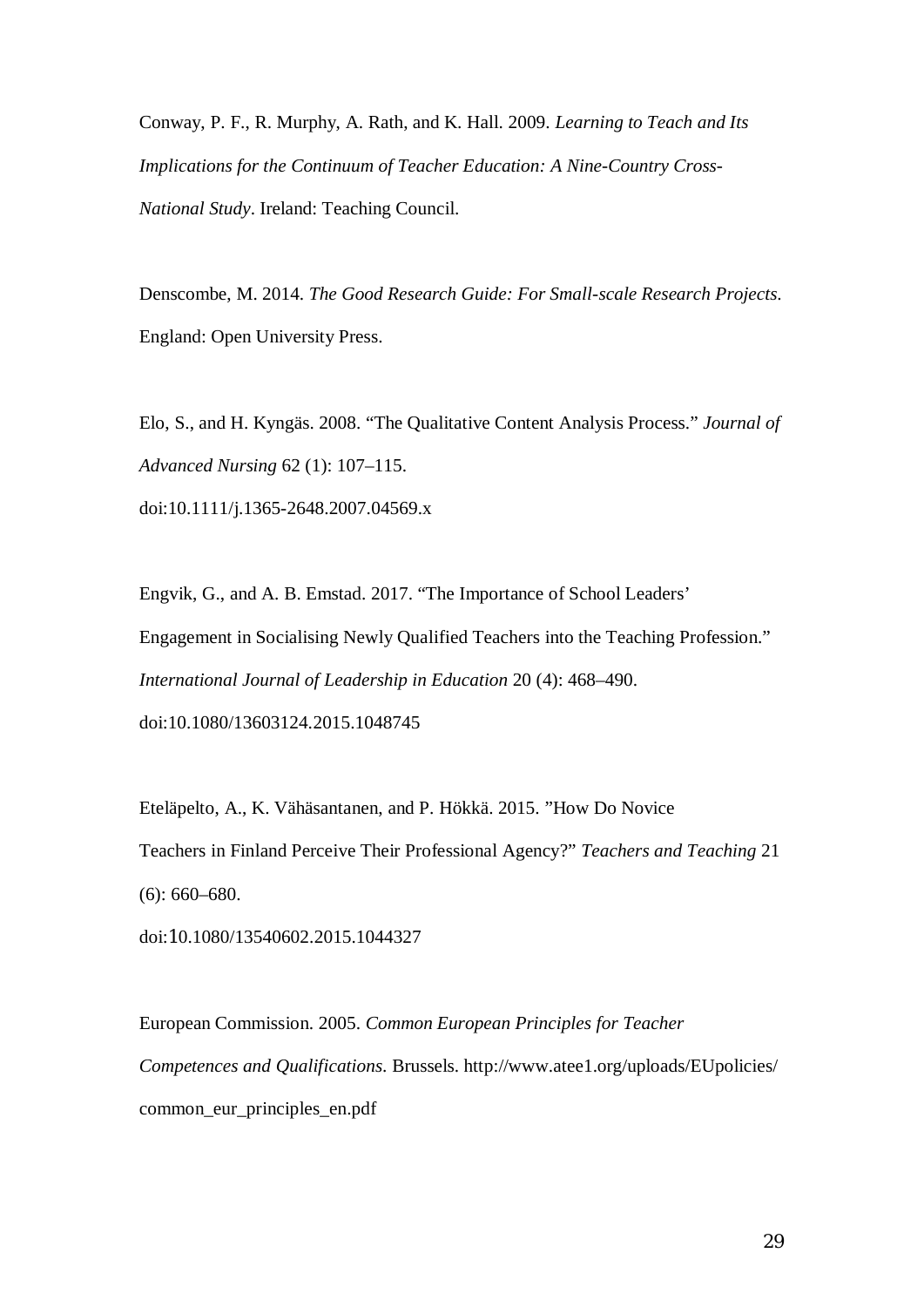Conway, P. F., R. Murphy, A. Rath, and K. Hall. 2009. *Learning to Teach and Its Implications for the Continuum of Teacher Education: A Nine-Country Cross-National Study*. Ireland: Teaching Council.

Denscombe, M. 2014. *The Good Research Guide: For Small-scale Research Projects.* England: Open University Press.

Elo, S., and H. Kyngäs. 2008. "The Qualitative Content Analysis Process." *Journal of Advanced Nursing* 62 (1): 107–115. doi:10.1111/j.1365-2648.2007.04569.x

Engvik, G., and A. B. Emstad. 2017. "The Importance of School Leaders' Engagement in Socialising Newly Qualified Teachers into the Teaching Profession." *International Journal of Leadership in Education* 20 (4): 468–490. doi:10.1080/13603124.2015.1048745

Eteläpelto, A., K. Vähäsantanen, and P. Hökkä. 2015. "How Do Novice Teachers in Finland Perceive Their Professional Agency?" *Teachers and Teaching* 21 (6): 660–680. doi:10.1080/13540602.2015.1044327

European Commission. 2005. *Common European Principles for Teacher Competences and Qualifications.* Brussels. http://www.atee1.org/uploads/EUpolicies/common_eur_principles_en.pdf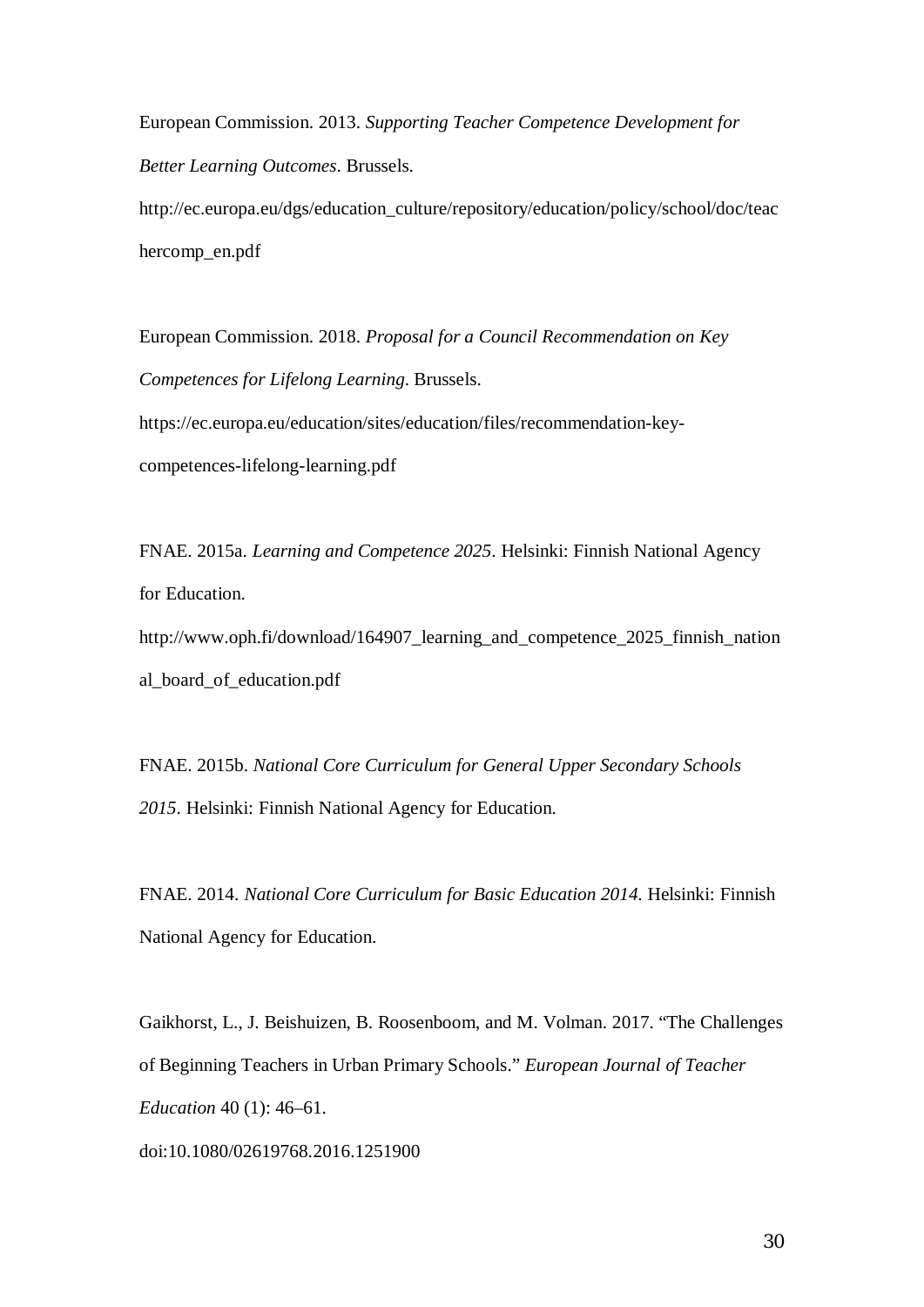European Commission. 2013. *Supporting Teacher Competence Development for Better Learning Outcomes*. Brussels. http://ec.europa.eu/dgs/education_culture/repository/education/policy/school/doc/teachercomp_en.pdf

European Commission. 2018. *Proposal for a Council Recommendation on Key Competences for Lifelong Learning*. Brussels. https://ec.europa.eu/education/sites/education/files/recommendation-key-competences-lifelong-learning.pdf

FNAE. 2015a. *Learning and Competence 2025*. Helsinki: Finnish National Agency for Education. http://www.oph.fi/download/164907_learning_and_competence_2025_finnish_national_board_of_education.pdf

FNAE. 2015b. *National Core Curriculum for General Upper Secondary Schools 2015*. Helsinki: Finnish National Agency for Education.

FNAE. 2014. *National Core Curriculum for Basic Education 2014*. Helsinki: Finnish National Agency for Education.

Gaikhorst, L., J. Beishuizen, B. Roosenboom, and M. Volman. 2017. "The Challenges of Beginning Teachers in Urban Primary Schools." *European Journal of Teacher Education* 40 (1): 46–61. doi:10.1080/02619768.2016.1251900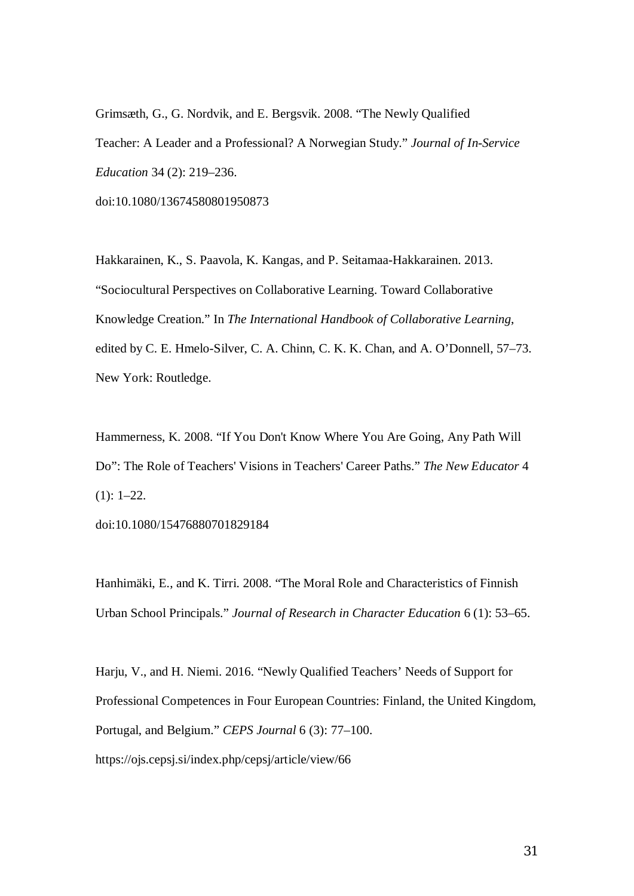Grimsæth, G., G. Nordvik, and E. Bergsvik. 2008. “The Newly Qualified Teacher: A Leader and a Professional? A Norwegian Study.” *Journal of In-Service Education* 34 (2): 219–236. doi:10.1080/13674580801950873

Hakkarainen, K., S. Paavola, K. Kangas, and P. Seitamaa-Hakkarainen. 2013. “Sociocultural Perspectives on Collaborative Learning. Toward Collaborative Knowledge Creation.” In *The International Handbook of Collaborative Learning*, edited by C. E. Hmelo-Silver, C. A. Chinn, C. K. K. Chan, and A. O’Donnell, 57–73. New York: Routledge.

Hammerness, K. 2008. “If You Don't Know Where You Are Going, Any Path Will Do”: The Role of Teachers' Visions in Teachers' Career Paths.” *The New Educator* 4 (1): 1–22. doi:10.1080/15476880701829184

Hanhimäki, E., and K. Tirri. 2008. “The Moral Role and Characteristics of Finnish Urban School Principals.” *Journal of Research in Character Education* 6 (1): 53–65.

Harju, V., and H. Niemi. 2016. “Newly Qualified Teachers’ Needs of Support for Professional Competences in Four European Countries: Finland, the United Kingdom, Portugal, and Belgium.” *CEPS Journal* 6 (3): 77–100. https://ojs.cepsj.si/index.php/cepsj/article/view/66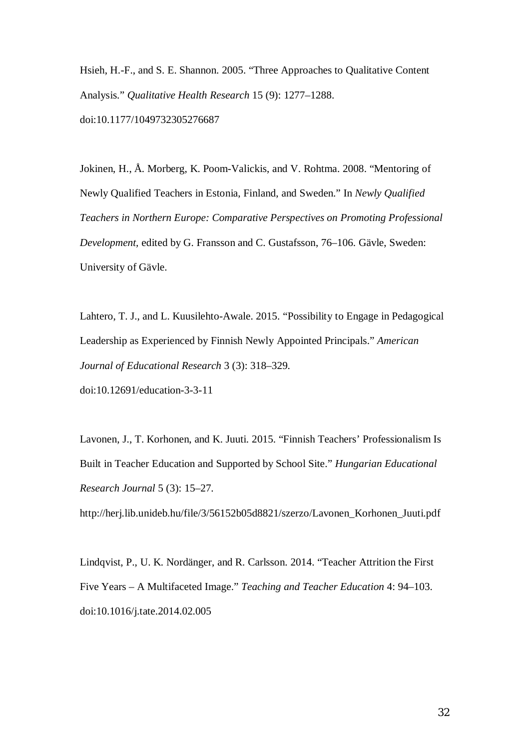Hsieh, H.-F., and S. E. Shannon. 2005. "Three Approaches to Qualitative Content Analysis." *Qualitative Health Research* 15 (9): 1277–1288. doi:10.1177/1049732305276687

Jokinen, H., Å. Morberg, K. Poom-Valickis, and V. Rohtma. 2008. "Mentoring of Newly Qualified Teachers in Estonia, Finland, and Sweden." In *Newly Qualified Teachers in Northern Europe: Comparative Perspectives on Promoting Professional Development,* edited by G. Fransson and C. Gustafsson, 76–106. Gävle, Sweden: University of Gävle.

Lahtero, T. J., and L. Kuusilehto-Awale. 2015. "Possibility to Engage in Pedagogical Leadership as Experienced by Finnish Newly Appointed Principals." *American Journal of Educational Research* 3 (3): 318–329. doi:10.12691/education-3-3-11

Lavonen, J., T. Korhonen, and K. Juuti. 2015. "Finnish Teachers' Professionalism Is Built in Teacher Education and Supported by School Site." *Hungarian Educational Research Journal* 5 (3): 15–27. http://herj.lib.unideb.hu/file/3/56152b05d8821/szerzo/Lavonen_Korhonen_Juuti.pdf

Lindqvist, P., U. K. Nordänger, and R. Carlsson. 2014. "Teacher Attrition the First Five Years – A Multifaceted Image." *Teaching and Teacher Education* 4: 94–103. doi:10.1016/j.tate.2014.02.005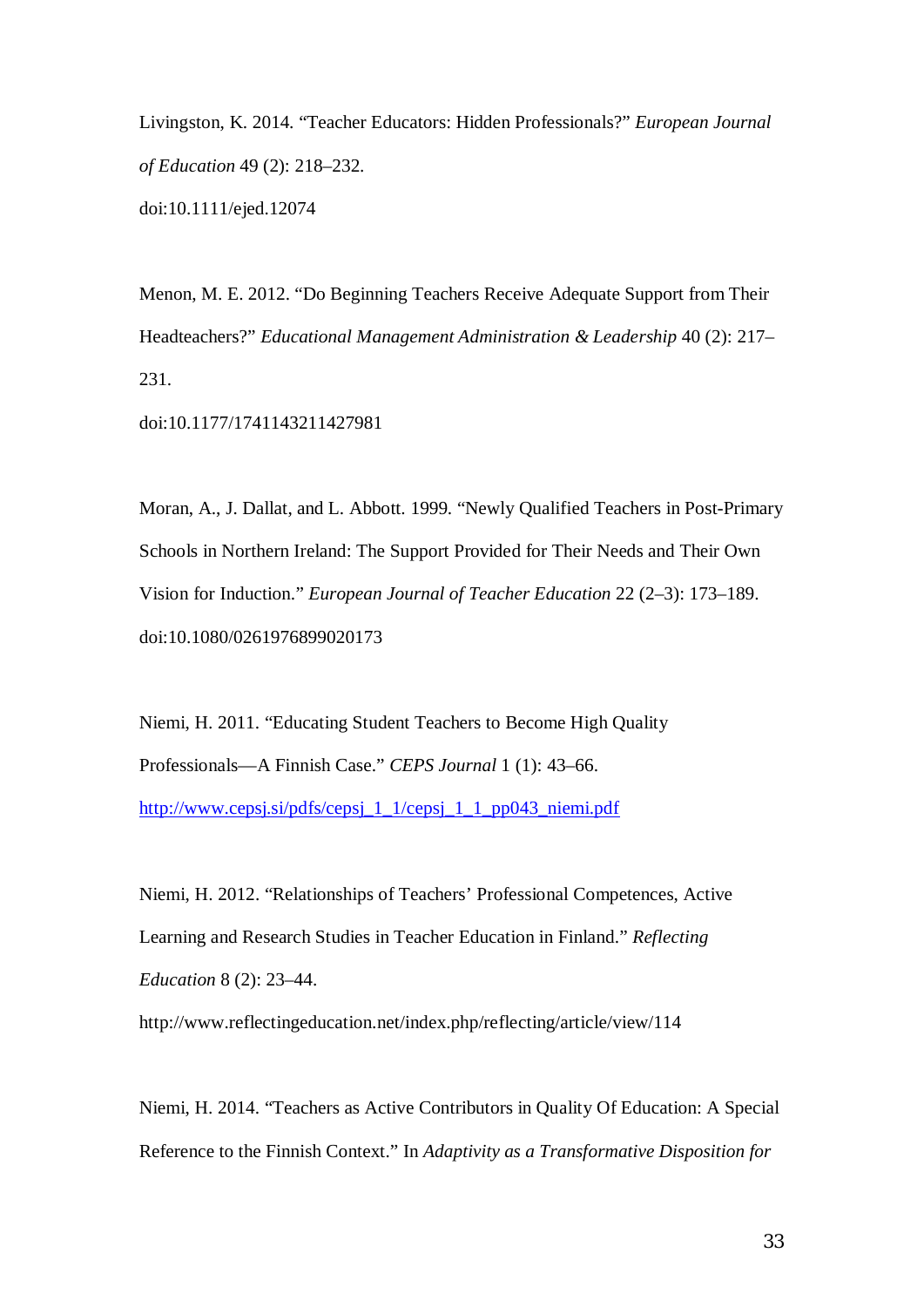Livingston, K. 2014. "Teacher Educators: Hidden Professionals?" *European Journal of Education* 49 (2): 218–232.
doi:10.1111/ejed.12074

Menon, M. E. 2012. "Do Beginning Teachers Receive Adequate Support from Their Headteachers?" *Educational Management Administration & Leadership* 40 (2): 217–231.
doi:10.1177/1741143211427981

Moran, A., J. Dallat, and L. Abbott. 1999. "Newly Qualified Teachers in Post-Primary Schools in Northern Ireland: The Support Provided for Their Needs and Their Own Vision for Induction." *European Journal of Teacher Education* 22 (2–3): 173–189.
doi:10.1080/0261976899020173

Niemi, H. 2011. "Educating Student Teachers to Become High Quality Professionals—A Finnish Case." *CEPS Journal* 1 (1): 43–66.
http://www.cepsj.si/pdfs/cepsj_1_1/cepsj_1_1_pp043_niemi.pdf

Niemi, H. 2012. "Relationships of Teachers' Professional Competences, Active Learning and Research Studies in Teacher Education in Finland." *Reflecting Education* 8 (2): 23–44.
http://www.reflectingeducation.net/index.php/reflecting/article/view/114

Niemi, H. 2014. "Teachers as Active Contributors in Quality Of Education: A Special Reference to the Finnish Context." In *Adaptivity as a Transformative Disposition for*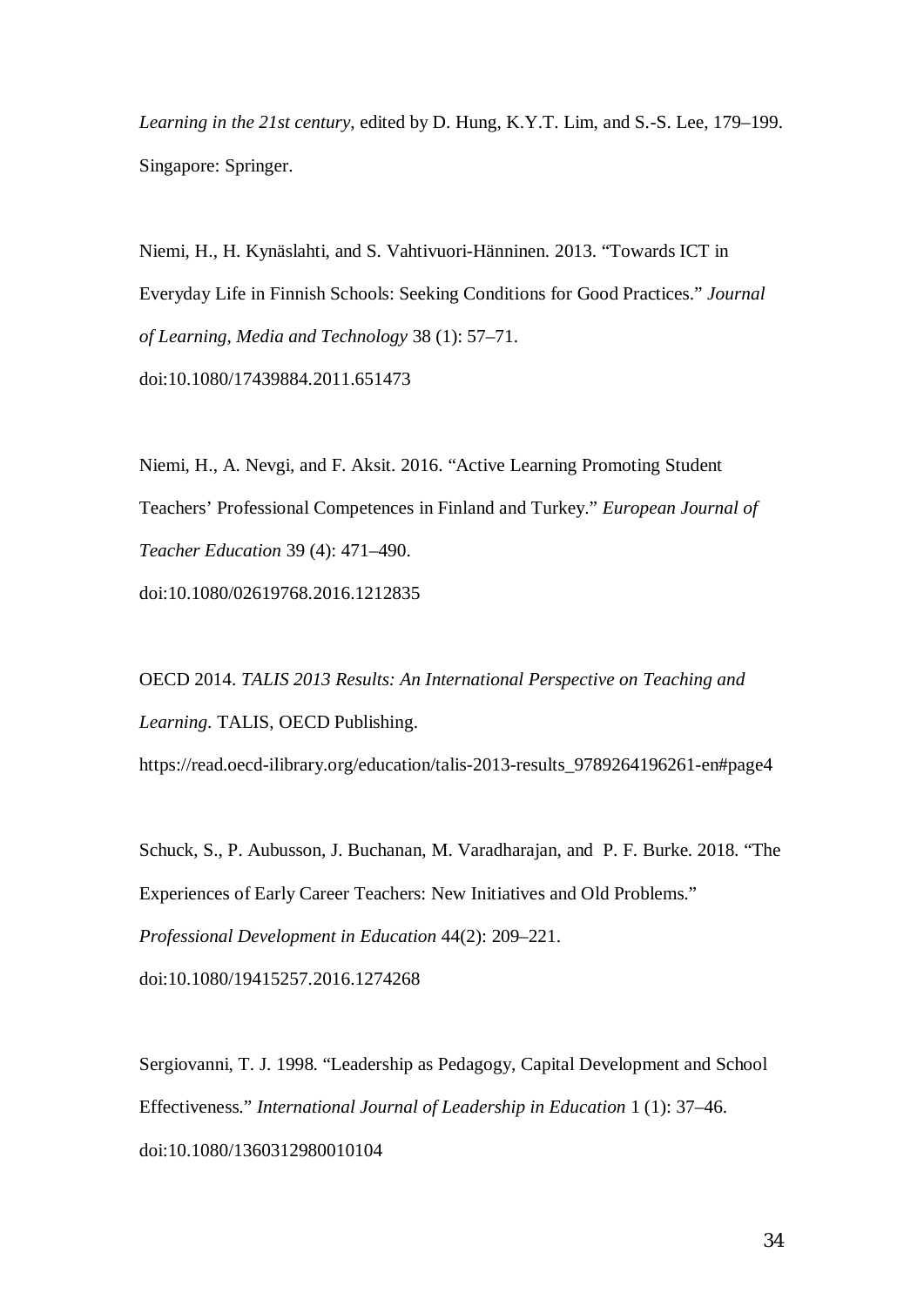*Learning in the 21st century*, edited by D. Hung, K.Y.T. Lim, and S.-S. Lee, 179–199. Singapore: Springer.

Niemi, H., H. Kynäslahti, and S. Vahtivuori-Hänninen. 2013. "Towards ICT in Everyday Life in Finnish Schools: Seeking Conditions for Good Practices." *Journal of Learning, Media and Technology* 38 (1): 57–71. doi:10.1080/17439884.2011.651473

Niemi, H., A. Nevgi, and F. Aksit. 2016. "Active Learning Promoting Student Teachers' Professional Competences in Finland and Turkey." *European Journal of Teacher Education* 39 (4): 471–490. doi:10.1080/02619768.2016.1212835

OECD 2014. *TALIS 2013 Results: An International Perspective on Teaching and Learning*. TALIS, OECD Publishing. https://read.oecd-ilibrary.org/education/talis-2013-results_9789264196261-en#page4

Schuck, S., P. Aubusson, J. Buchanan, M. Varadharajan, and P. F. Burke. 2018. "The Experiences of Early Career Teachers: New Initiatives and Old Problems." *Professional Development in Education* 44(2): 209–221. doi:10.1080/19415257.2016.1274268

Sergiovanni, T. J. 1998. "Leadership as Pedagogy, Capital Development and School Effectiveness." *International Journal of Leadership in Education* 1 (1): 37–46. doi:10.1080/1360312980010104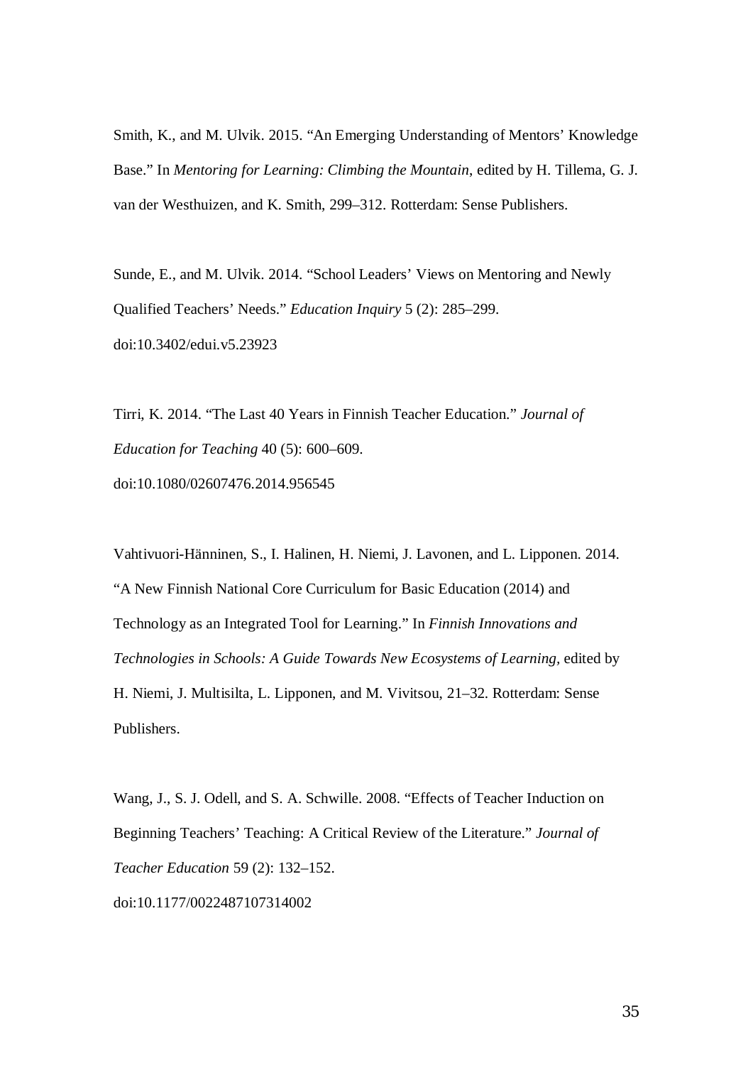Smith, K., and M. Ulvik. 2015. "An Emerging Understanding of Mentors' Knowledge Base." In *Mentoring for Learning: Climbing the Mountain*, edited by H. Tillema, G. J. van der Westhuizen, and K. Smith, 299–312. Rotterdam: Sense Publishers.

Sunde, E., and M. Ulvik. 2014. "School Leaders' Views on Mentoring and Newly Qualified Teachers' Needs." *Education Inquiry* 5 (2): 285–299. doi:10.3402/edui.v5.23923

Tirri, K. 2014. "The Last 40 Years in Finnish Teacher Education." *Journal of Education for Teaching* 40 (5): 600–609. doi:10.1080/02607476.2014.956545

Vahtivuori-Hänninen, S., I. Halinen, H. Niemi, J. Lavonen, and L. Lipponen. 2014. "A New Finnish National Core Curriculum for Basic Education (2014) and Technology as an Integrated Tool for Learning." In *Finnish Innovations and Technologies in Schools: A Guide Towards New Ecosystems of Learning*, edited by H. Niemi, J. Multisilta, L. Lipponen, and M. Vivitsou, 21–32. Rotterdam: Sense Publishers.

Wang, J., S. J. Odell, and S. A. Schwille. 2008. "Effects of Teacher Induction on Beginning Teachers' Teaching: A Critical Review of the Literature." *Journal of Teacher Education* 59 (2): 132–152. doi:10.1177/0022487107314002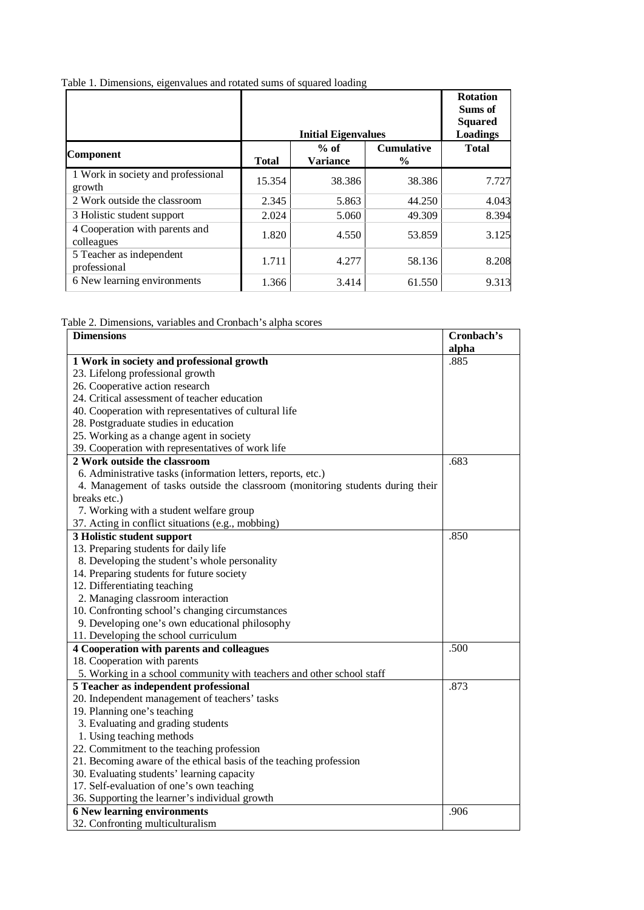Table 1. Dimensions, eigenvalues and rotated sums of squared loading

| | Initial Eigenvalues | | | Rotation Sums of Squared Loadings |
|---|---|---|---|---|
| Component | Total | % of Variance | Cumulative % | Total |
| 1 Work in society and professional growth | 15.354 | 38.386 | 38.386 | 7.727 |
| 2 Work outside the classroom | 2.345 | 5.863 | 44.250 | 4.043 |
| 3 Holistic student support | 2.024 | 5.060 | 49.309 | 8.394 |
| 4 Cooperation with parents and colleagues | 1.820 | 4.550 | 53.859 | 3.125 |
| 5 Teacher as independent professional | 1.711 | 4.277 | 58.136 | 8.208 |
| 6 New learning environments | 1.366 | 3.414 | 61.550 | 9.313 |

Table 2. Dimensions, variables and Cronbach's alpha scores

| Dimensions | Cronbach's alpha |
|---|---|
| **1 Work in society and professional growth** | .885 |
| 23. Lifelong professional growth | |
| 26. Cooperative action research | |
| 24. Critical assessment of teacher education | |
| 40. Cooperation with representatives of cultural life | |
| 28. Postgraduate studies in education | |
| 25. Working as a change agent in society | |
| 39. Cooperation with representatives of work life | |
| **2 Work outside the classroom** | .683 |
| 6. Administrative tasks (information letters, reports, etc.) | |
| 4. Management of tasks outside the classroom (monitoring students during their breaks etc.) | |
| 7. Working with a student welfare group | |
| 37. Acting in conflict situations (e.g., mobbing) | |
| **3 Holistic student support** | .850 |
| 13. Preparing students for daily life | |
| 8. Developing the student's whole personality | |
| 14. Preparing students for future society | |
| 12. Differentiating teaching | |
| 2. Managing classroom interaction | |
| 10. Confronting school's changing circumstances | |
| 9. Developing one's own educational philosophy | |
| 11. Developing the school curriculum | |
| **4 Cooperation with parents and colleagues** | .500 |
| 18. Cooperation with parents | |
| 5. Working in a school community with teachers and other school staff | |
| **5 Teacher as independent professional** | .873 |
| 20. Independent management of teachers' tasks | |
| 19. Planning one's teaching | |
| 3. Evaluating and grading students | |
| 1. Using teaching methods | |
| 22. Commitment to the teaching profession | |
| 21. Becoming aware of the ethical basis of the teaching profession | |
| 30. Evaluating students' learning capacity | |
| 17. Self-evaluation of one's own teaching | |
| 36. Supporting the learner's individual growth | |
| **6 New learning environments** | .906 |
| 32. Confronting multiculturalism | |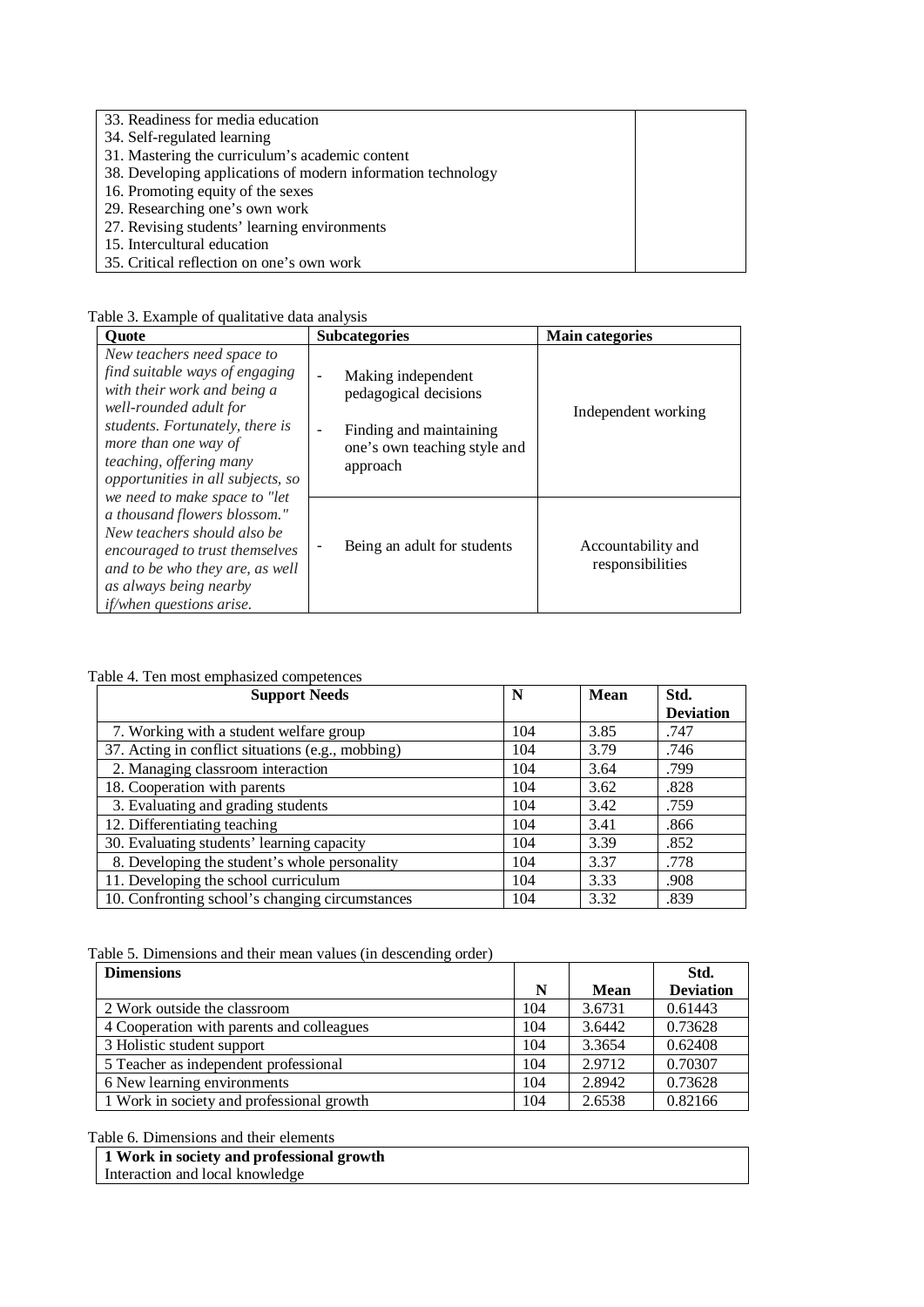| | |
|---|---|
| 33. Readiness for media education | |
| 34. Self-regulated learning | |
| 31. Mastering the curriculum's academic content | |
| 38. Developing applications of modern information technology | |
| 16. Promoting equity of the sexes | |
| 29. Researching one's own work | |
| 27. Revising students' learning environments | |
| 15. Intercultural education | |
| 35. Critical reflection on one's own work | |

Table 3. Example of qualitative data analysis

| Quote | Subcategories | Main categories |
|---|---|---|
| *New teachers need space to find suitable ways of engaging with their work and being a well-rounded adult for students. Fortunately, there is more than one way of teaching, offering many opportunities in all subjects, so we need to make space to "let a thousand flowers blossom." New teachers should also be encouraged to trust themselves and to be who they are, as well as always being nearby if/when questions arise.* | - Making independent pedagogical decisions<br>- Finding and maintaining one's own teaching style and approach | Independent working |
| | - Being an adult for students | Accountability and responsibilities |

Table 4. Ten most emphasized competences

| Support Needs | N | Mean | Std. Deviation |
|---|---|---|---|
| 7. Working with a student welfare group | 104 | 3.85 | .747 |
| 37. Acting in conflict situations (e.g., mobbing) | 104 | 3.79 | .746 |
| 2. Managing classroom interaction | 104 | 3.64 | .799 |
| 18. Cooperation with parents | 104 | 3.62 | .828 |
| 3. Evaluating and grading students | 104 | 3.42 | .759 |
| 12. Differentiating teaching | 104 | 3.41 | .866 |
| 30. Evaluating students' learning capacity | 104 | 3.39 | .852 |
| 8. Developing the student's whole personality | 104 | 3.37 | .778 |
| 11. Developing the school curriculum | 104 | 3.33 | .908 |
| 10. Confronting school's changing circumstances | 104 | 3.32 | .839 |

Table 5. Dimensions and their mean values (in descending order)

| Dimensions | N | Mean | Std. Deviation |
|---|---|---|---|
| 2 Work outside the classroom | 104 | 3.6731 | 0.61443 |
| 4 Cooperation with parents and colleagues | 104 | 3.6442 | 0.73628 |
| 3 Holistic student support | 104 | 3.3654 | 0.62408 |
| 5 Teacher as independent professional | 104 | 2.9712 | 0.70307 |
| 6 New learning environments | 104 | 2.8942 | 0.73628 |
| 1 Work in society and professional growth | 104 | 2.6538 | 0.82166 |

Table 6. Dimensions and their elements

| **1 Work in society and professional growth** |
|---|
| Interaction and local knowledge |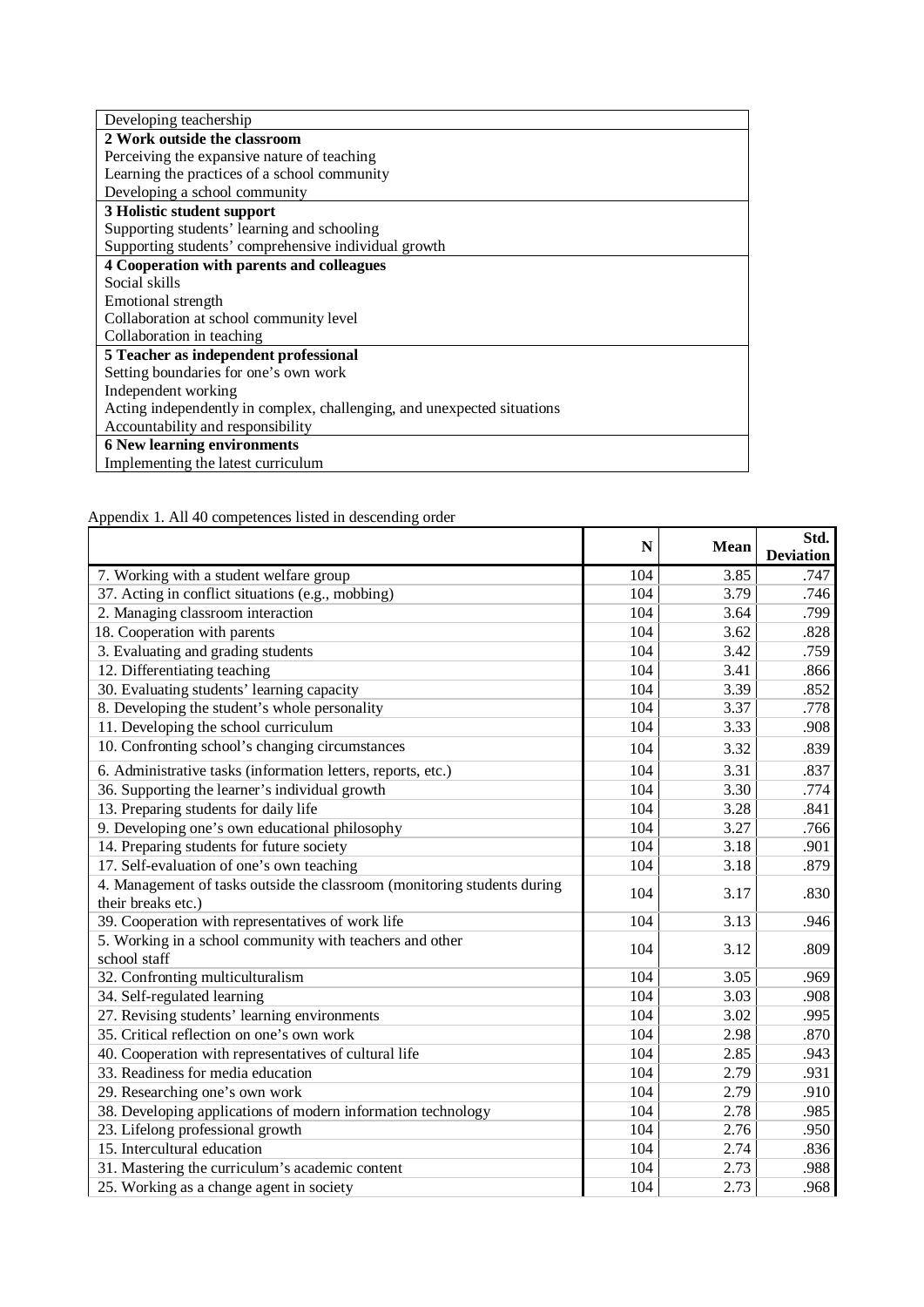| Developing teachership |
|---|
| **2 Work outside the classroom** |
| Perceiving the expansive nature of teaching |
| Learning the practices of a school community |
| Developing a school community |
| **3 Holistic student support** |
| Supporting students' learning and schooling |
| Supporting students' comprehensive individual growth |
| **4 Cooperation with parents and colleagues** |
| Social skills |
| Emotional strength |
| Collaboration at school community level |
| Collaboration in teaching |
| **5 Teacher as independent professional** |
| Setting boundaries for one's own work |
| Independent working |
| Acting independently in complex, challenging, and unexpected situations |
| Accountability and responsibility |
| **6 New learning environments** |
| Implementing the latest curriculum |

Appendix 1. All 40 competences listed in descending order

| | N | Mean | Std. Deviation |
|---|---|---|---|
| 7. Working with a student welfare group | 104 | 3.85 | .747 |
| 37. Acting in conflict situations (e.g., mobbing) | 104 | 3.79 | .746 |
| 2. Managing classroom interaction | 104 | 3.64 | .799 |
| 18. Cooperation with parents | 104 | 3.62 | .828 |
| 3. Evaluating and grading students | 104 | 3.42 | .759 |
| 12. Differentiating teaching | 104 | 3.41 | .866 |
| 30. Evaluating students' learning capacity | 104 | 3.39 | .852 |
| 8. Developing the student's whole personality | 104 | 3.37 | .778 |
| 11. Developing the school curriculum | 104 | 3.33 | .908 |
| 10. Confronting school's changing circumstances | 104 | 3.32 | .839 |
| 6. Administrative tasks (information letters, reports, etc.) | 104 | 3.31 | .837 |
| 36. Supporting the learner's individual growth | 104 | 3.30 | .774 |
| 13. Preparing students for daily life | 104 | 3.28 | .841 |
| 9. Developing one's own educational philosophy | 104 | 3.27 | .766 |
| 14. Preparing students for future society | 104 | 3.18 | .901 |
| 17. Self-evaluation of one's own teaching | 104 | 3.18 | .879 |
| 4. Management of tasks outside the classroom (monitoring students during their breaks etc.) | 104 | 3.17 | .830 |
| 39. Cooperation with representatives of work life | 104 | 3.13 | .946 |
| 5. Working in a school community with teachers and other school staff | 104 | 3.12 | .809 |
| 32. Confronting multiculturalism | 104 | 3.05 | .969 |
| 34. Self-regulated learning | 104 | 3.03 | .908 |
| 27. Revising students' learning environments | 104 | 3.02 | .995 |
| 35. Critical reflection on one's own work | 104 | 2.98 | .870 |
| 40. Cooperation with representatives of cultural life | 104 | 2.85 | .943 |
| 33. Readiness for media education | 104 | 2.79 | .931 |
| 29. Researching one's own work | 104 | 2.79 | .910 |
| 38. Developing applications of modern information technology | 104 | 2.78 | .985 |
| 23. Lifelong professional growth | 104 | 2.76 | .950 |
| 15. Intercultural education | 104 | 2.74 | .836 |
| 31. Mastering the curriculum's academic content | 104 | 2.73 | .988 |
| 25. Working as a change agent in society | 104 | 2.73 | .968 |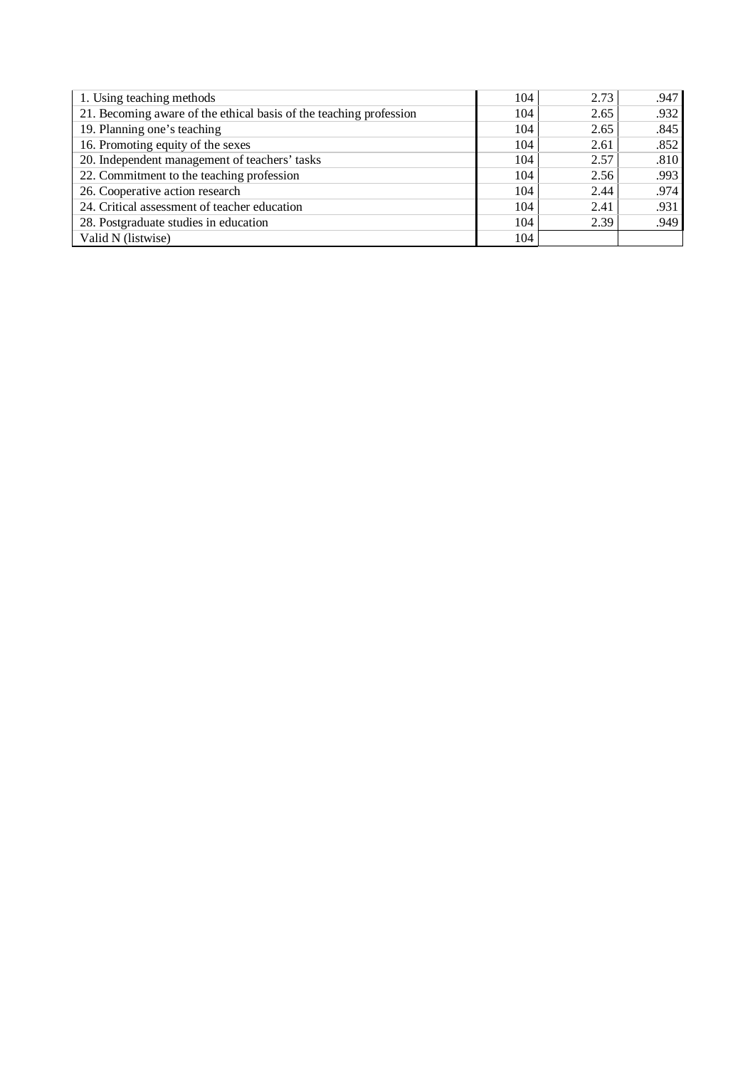| | | | |
|---|---|---|---|
| 1. Using teaching methods | 104 | 2.73 | .947 |
| 21. Becoming aware of the ethical basis of the teaching profession | 104 | 2.65 | .932 |
| 19. Planning one's teaching | 104 | 2.65 | .845 |
| 16. Promoting equity of the sexes | 104 | 2.61 | .852 |
| 20. Independent management of teachers' tasks | 104 | 2.57 | .810 |
| 22. Commitment to the teaching profession | 104 | 2.56 | .993 |
| 26. Cooperative action research | 104 | 2.44 | .974 |
| 24. Critical assessment of teacher education | 104 | 2.41 | .931 |
| 28. Postgraduate studies in education | 104 | 2.39 | .949 |
| Valid N (listwise) | 104 | | |